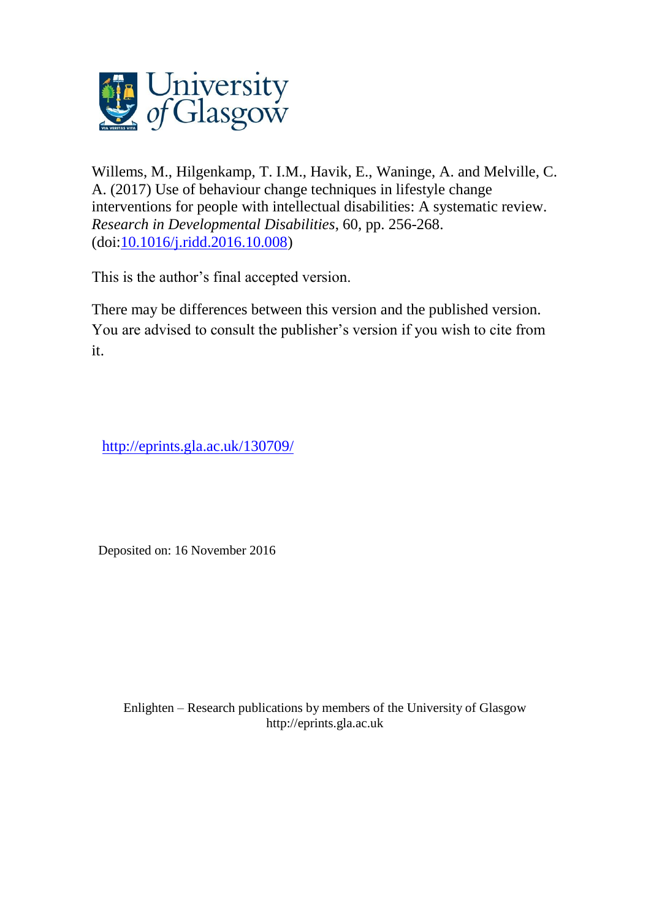University of Glasgow

Willems, M., Hilgenkamp, T. I.M., Havik, E., Waninge, A. and Melville, C. A. (2017) Use of behaviour change techniques in lifestyle change interventions for people with intellectual disabilities: A systematic review. *Research in Developmental Disabilities*, 60, pp. 256-268. (doi:10.1016/j.ridd.2016.10.008)

This is the author's final accepted version.

There may be differences between this version and the published version. You are advised to consult the publisher's version if you wish to cite from it.

http://eprints.gla.ac.uk/130709/

Deposited on: 16 November 2016

Enlighten – Research publications by members of the University of Glasgow
http://eprints.gla.ac.uk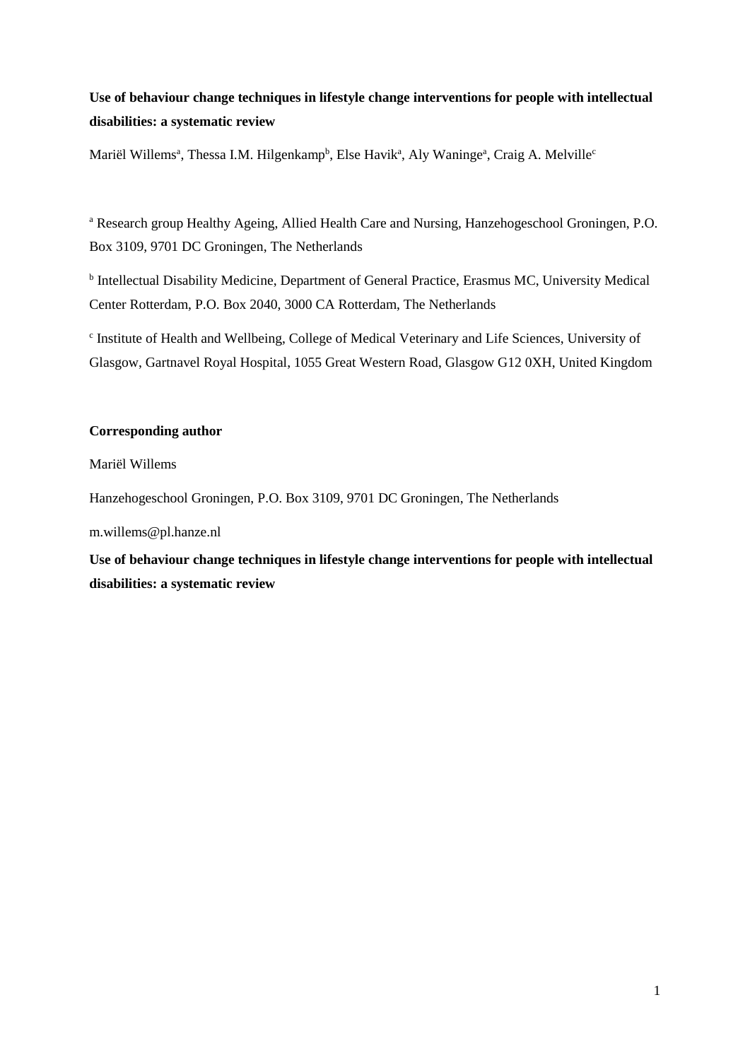**Use of behaviour change techniques in lifestyle change interventions for people with intellectual disabilities: a systematic review**

Mariël Willems[a], Thessa I.M. Hilgenkamp[b], Else Havik[a], Aly Waninge[a], Craig A. Melville[c]

[a] Research group Healthy Ageing, Allied Health Care and Nursing, Hanzehogeschool Groningen, P.O. Box 3109, 9701 DC Groningen, The Netherlands

[b] Intellectual Disability Medicine, Department of General Practice, Erasmus MC, University Medical Center Rotterdam, P.O. Box 2040, 3000 CA Rotterdam, The Netherlands

[c] Institute of Health and Wellbeing, College of Medical Veterinary and Life Sciences, University of Glasgow, Gartnavel Royal Hospital, 1055 Great Western Road, Glasgow G12 0XH, United Kingdom

**Corresponding author**

Mariël Willems

Hanzehogeschool Groningen, P.O. Box 3109, 9701 DC Groningen, The Netherlands

m.willems@pl.hanze.nl

**Use of behaviour change techniques in lifestyle change interventions for people with intellectual disabilities: a systematic review**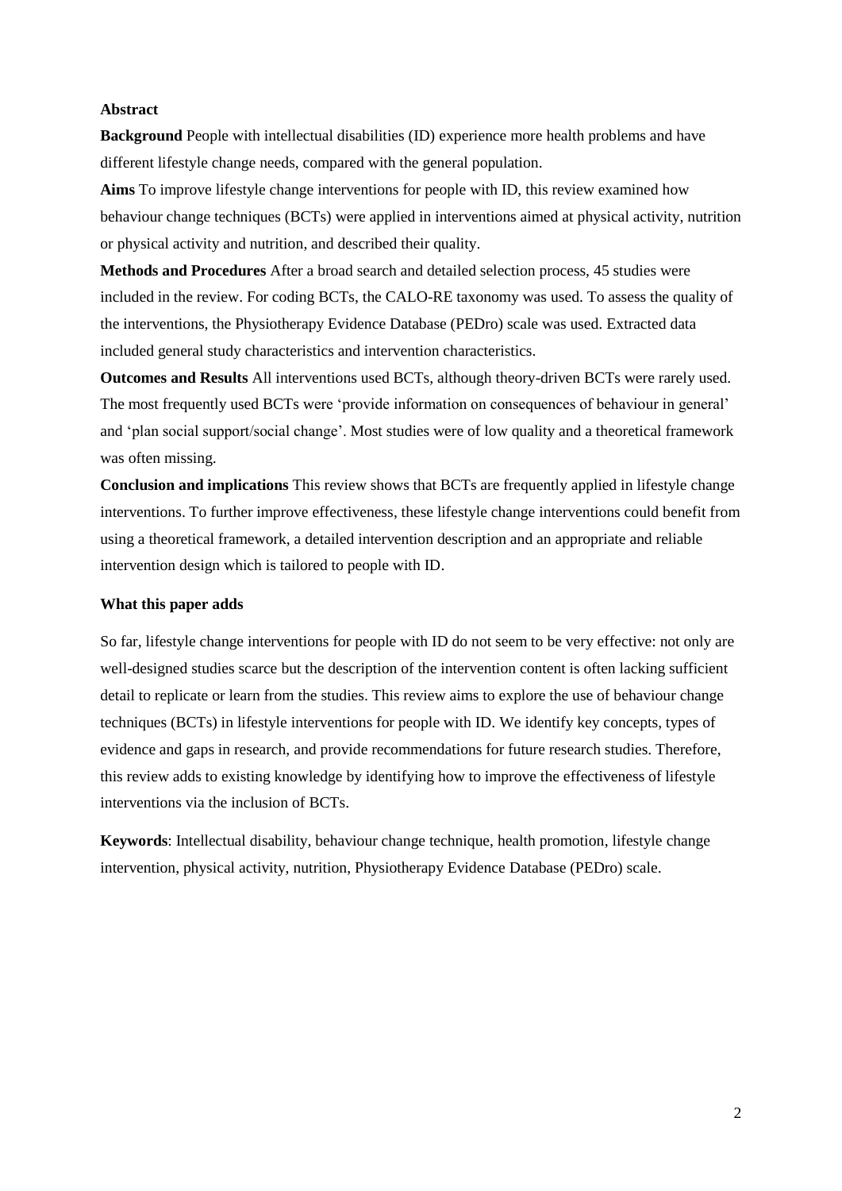**Abstract**

**Background** People with intellectual disabilities (ID) experience more health problems and have different lifestyle change needs, compared with the general population.

**Aims** To improve lifestyle change interventions for people with ID, this review examined how behaviour change techniques (BCTs) were applied in interventions aimed at physical activity, nutrition or physical activity and nutrition, and described their quality.

**Methods and Procedures** After a broad search and detailed selection process, 45 studies were included in the review. For coding BCTs, the CALO-RE taxonomy was used. To assess the quality of the interventions, the Physiotherapy Evidence Database (PEDro) scale was used. Extracted data included general study characteristics and intervention characteristics.

**Outcomes and Results** All interventions used BCTs, although theory-driven BCTs were rarely used. The most frequently used BCTs were 'provide information on consequences of behaviour in general' and 'plan social support/social change'. Most studies were of low quality and a theoretical framework was often missing.

**Conclusion and implications** This review shows that BCTs are frequently applied in lifestyle change interventions. To further improve effectiveness, these lifestyle change interventions could benefit from using a theoretical framework, a detailed intervention description and an appropriate and reliable intervention design which is tailored to people with ID.

**What this paper adds**

So far, lifestyle change interventions for people with ID do not seem to be very effective: not only are well-designed studies scarce but the description of the intervention content is often lacking sufficient detail to replicate or learn from the studies. This review aims to explore the use of behaviour change techniques (BCTs) in lifestyle interventions for people with ID. We identify key concepts, types of evidence and gaps in research, and provide recommendations for future research studies. Therefore, this review adds to existing knowledge by identifying how to improve the effectiveness of lifestyle interventions via the inclusion of BCTs.

**Keywords**: Intellectual disability, behaviour change technique, health promotion, lifestyle change intervention, physical activity, nutrition, Physiotherapy Evidence Database (PEDro) scale.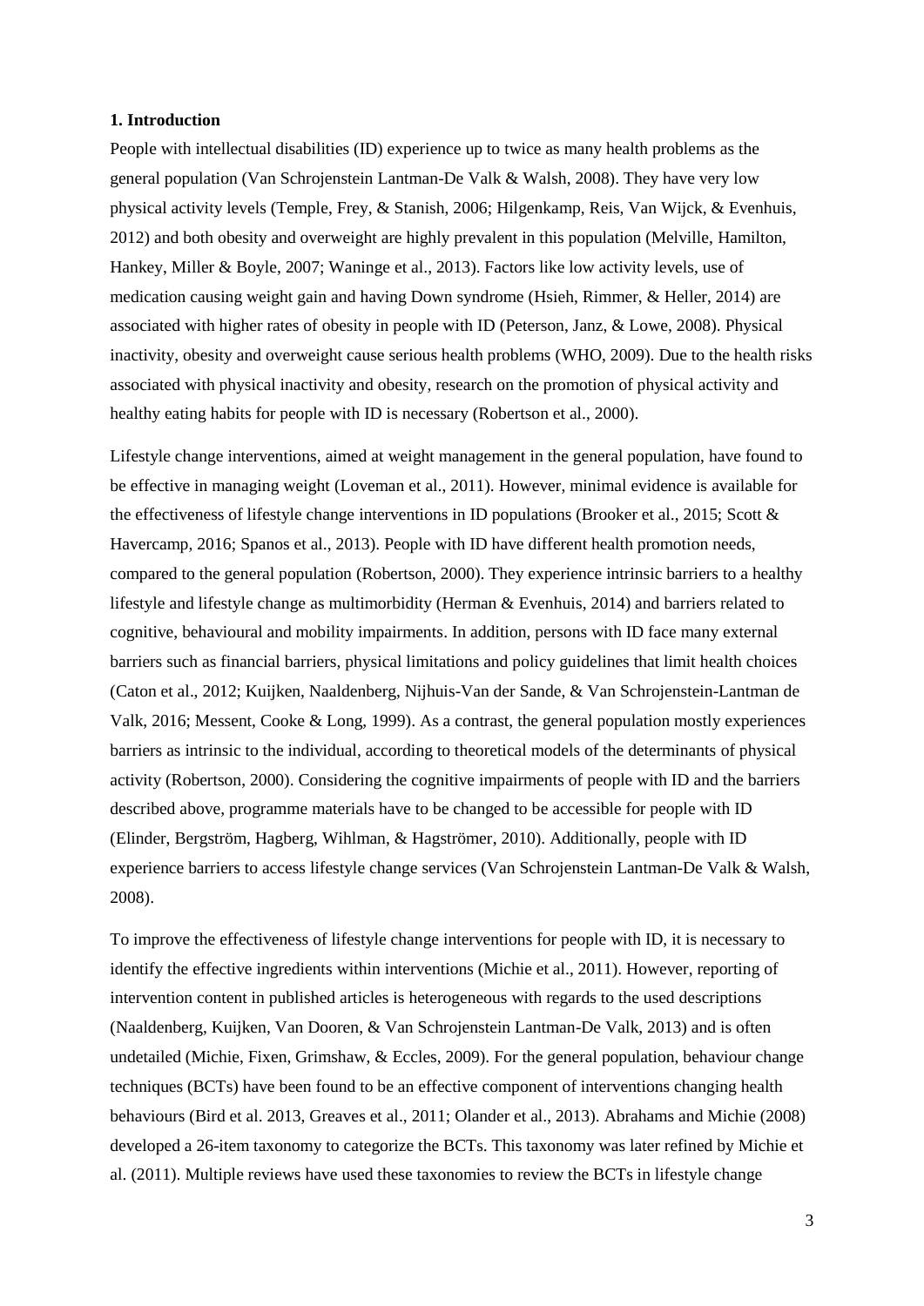**1. Introduction**

People with intellectual disabilities (ID) experience up to twice as many health problems as the general population (Van Schrojenstein Lantman-De Valk & Walsh, 2008). They have very low physical activity levels (Temple, Frey, & Stanish, 2006; Hilgenkamp, Reis, Van Wijck, & Evenhuis, 2012) and both obesity and overweight are highly prevalent in this population (Melville, Hamilton, Hankey, Miller & Boyle, 2007; Waninge et al., 2013). Factors like low activity levels, use of medication causing weight gain and having Down syndrome (Hsieh, Rimmer, & Heller, 2014) are associated with higher rates of obesity in people with ID (Peterson, Janz, & Lowe, 2008). Physical inactivity, obesity and overweight cause serious health problems (WHO, 2009). Due to the health risks associated with physical inactivity and obesity, research on the promotion of physical activity and healthy eating habits for people with ID is necessary (Robertson et al., 2000).

Lifestyle change interventions, aimed at weight management in the general population, have found to be effective in managing weight (Loveman et al., 2011). However, minimal evidence is available for the effectiveness of lifestyle change interventions in ID populations (Brooker et al., 2015; Scott & Havercamp, 2016; Spanos et al., 2013). People with ID have different health promotion needs, compared to the general population (Robertson, 2000). They experience intrinsic barriers to a healthy lifestyle and lifestyle change as multimorbidity (Herman & Evenhuis, 2014) and barriers related to cognitive, behavioural and mobility impairments. In addition, persons with ID face many external barriers such as financial barriers, physical limitations and policy guidelines that limit health choices (Caton et al., 2012; Kuijken, Naaldenberg, Nijhuis-Van der Sande, & Van Schrojenstein-Lantman de Valk, 2016; Messent, Cooke & Long, 1999). As a contrast, the general population mostly experiences barriers as intrinsic to the individual, according to theoretical models of the determinants of physical activity (Robertson, 2000). Considering the cognitive impairments of people with ID and the barriers described above, programme materials have to be changed to be accessible for people with ID (Elinder, Bergström, Hagberg, Wihlman, & Hagströmer, 2010). Additionally, people with ID experience barriers to access lifestyle change services (Van Schrojenstein Lantman-De Valk & Walsh, 2008).

To improve the effectiveness of lifestyle change interventions for people with ID, it is necessary to identify the effective ingredients within interventions (Michie et al., 2011). However, reporting of intervention content in published articles is heterogeneous with regards to the used descriptions (Naaldenberg, Kuijken, Van Dooren, & Van Schrojenstein Lantman-De Valk, 2013) and is often undetailed (Michie, Fixen, Grimshaw, & Eccles, 2009). For the general population, behaviour change techniques (BCTs) have been found to be an effective component of interventions changing health behaviours (Bird et al. 2013, Greaves et al., 2011; Olander et al., 2013). Abrahams and Michie (2008) developed a 26-item taxonomy to categorize the BCTs. This taxonomy was later refined by Michie et al. (2011). Multiple reviews have used these taxonomies to review the BCTs in lifestyle change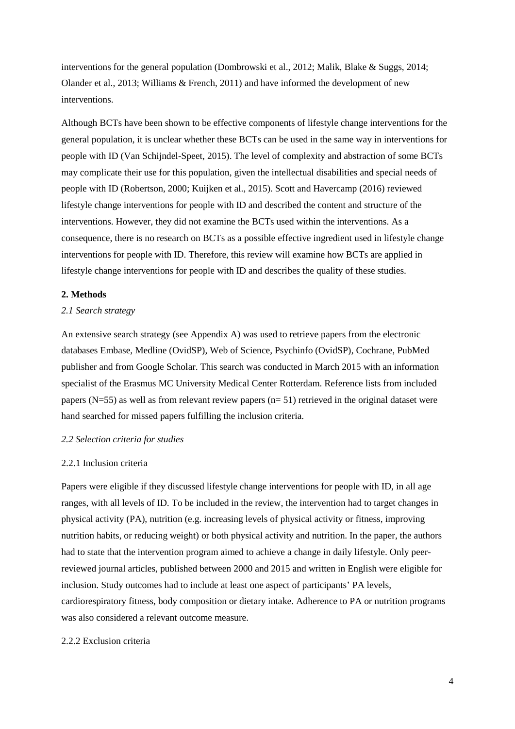interventions for the general population (Dombrowski et al., 2012; Malik, Blake & Suggs, 2014; Olander et al., 2013; Williams & French, 2011) and have informed the development of new interventions.

Although BCTs have been shown to be effective components of lifestyle change interventions for the general population, it is unclear whether these BCTs can be used in the same way in interventions for people with ID (Van Schijndel-Speet, 2015). The level of complexity and abstraction of some BCTs may complicate their use for this population, given the intellectual disabilities and special needs of people with ID (Robertson, 2000; Kuijken et al., 2015). Scott and Havercamp (2016) reviewed lifestyle change interventions for people with ID and described the content and structure of the interventions. However, they did not examine the BCTs used within the interventions. As a consequence, there is no research on BCTs as a possible effective ingredient used in lifestyle change interventions for people with ID. Therefore, this review will examine how BCTs are applied in lifestyle change interventions for people with ID and describes the quality of these studies.

## 2. Methods

### *2.1 Search strategy*

An extensive search strategy (see Appendix A) was used to retrieve papers from the electronic databases Embase, Medline (OvidSP), Web of Science, Psychinfo (OvidSP), Cochrane, PubMed publisher and from Google Scholar. This search was conducted in March 2015 with an information specialist of the Erasmus MC University Medical Center Rotterdam. Reference lists from included papers (N=55) as well as from relevant review papers (n= 51) retrieved in the original dataset were hand searched for missed papers fulfilling the inclusion criteria.

### *2.2 Selection criteria for studies*

#### 2.2.1 Inclusion criteria

Papers were eligible if they discussed lifestyle change interventions for people with ID, in all age ranges, with all levels of ID. To be included in the review, the intervention had to target changes in physical activity (PA), nutrition (e.g. increasing levels of physical activity or fitness, improving nutrition habits, or reducing weight) or both physical activity and nutrition. In the paper, the authors had to state that the intervention program aimed to achieve a change in daily lifestyle. Only peer-reviewed journal articles, published between 2000 and 2015 and written in English were eligible for inclusion. Study outcomes had to include at least one aspect of participants' PA levels, cardiorespiratory fitness, body composition or dietary intake. Adherence to PA or nutrition programs was also considered a relevant outcome measure.

#### 2.2.2 Exclusion criteria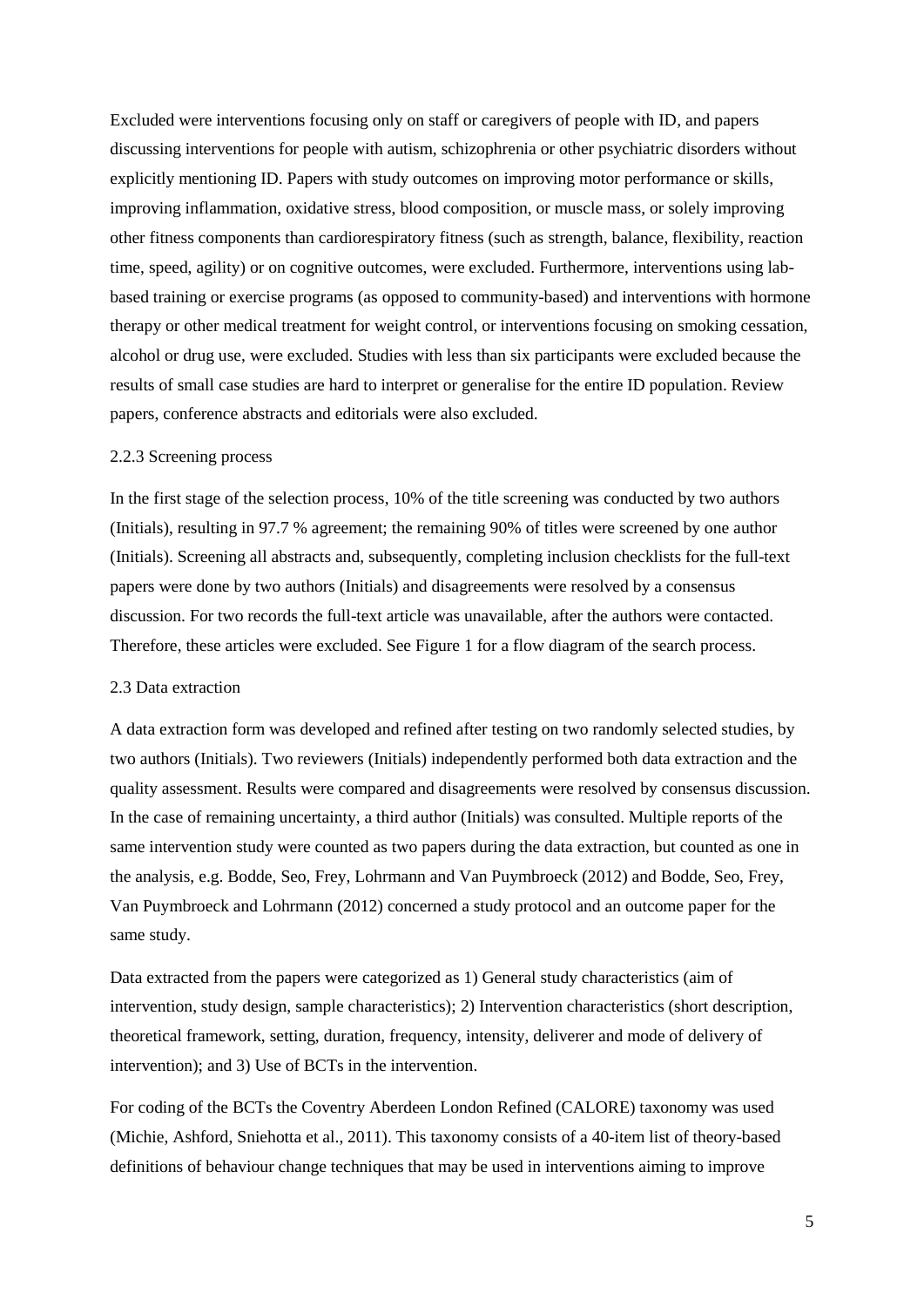Excluded were interventions focusing only on staff or caregivers of people with ID, and papers discussing interventions for people with autism, schizophrenia or other psychiatric disorders without explicitly mentioning ID. Papers with study outcomes on improving motor performance or skills, improving inflammation, oxidative stress, blood composition, or muscle mass, or solely improving other fitness components than cardiorespiratory fitness (such as strength, balance, flexibility, reaction time, speed, agility) or on cognitive outcomes, were excluded. Furthermore, interventions using lab-based training or exercise programs (as opposed to community-based) and interventions with hormone therapy or other medical treatment for weight control, or interventions focusing on smoking cessation, alcohol or drug use, were excluded. Studies with less than six participants were excluded because the results of small case studies are hard to interpret or generalise for the entire ID population. Review papers, conference abstracts and editorials were also excluded.

### 2.2.3 Screening process

In the first stage of the selection process, 10% of the title screening was conducted by two authors (Initials), resulting in 97.7 % agreement; the remaining 90% of titles were screened by one author (Initials). Screening all abstracts and, subsequently, completing inclusion checklists for the full-text papers were done by two authors (Initials) and disagreements were resolved by a consensus discussion. For two records the full-text article was unavailable, after the authors were contacted. Therefore, these articles were excluded. See Figure 1 for a flow diagram of the search process.

## 2.3 Data extraction

A data extraction form was developed and refined after testing on two randomly selected studies, by two authors (Initials). Two reviewers (Initials) independently performed both data extraction and the quality assessment. Results were compared and disagreements were resolved by consensus discussion. In the case of remaining uncertainty, a third author (Initials) was consulted. Multiple reports of the same intervention study were counted as two papers during the data extraction, but counted as one in the analysis, e.g. Bodde, Seo, Frey, Lohrmann and Van Puymbroeck (2012) and Bodde, Seo, Frey, Van Puymbroeck and Lohrmann (2012) concerned a study protocol and an outcome paper for the same study.

Data extracted from the papers were categorized as 1) General study characteristics (aim of intervention, study design, sample characteristics); 2) Intervention characteristics (short description, theoretical framework, setting, duration, frequency, intensity, deliverer and mode of delivery of intervention); and 3) Use of BCTs in the intervention.

For coding of the BCTs the Coventry Aberdeen London Refined (CALORE) taxonomy was used (Michie, Ashford, Sniehotta et al., 2011). This taxonomy consists of a 40-item list of theory-based definitions of behaviour change techniques that may be used in interventions aiming to improve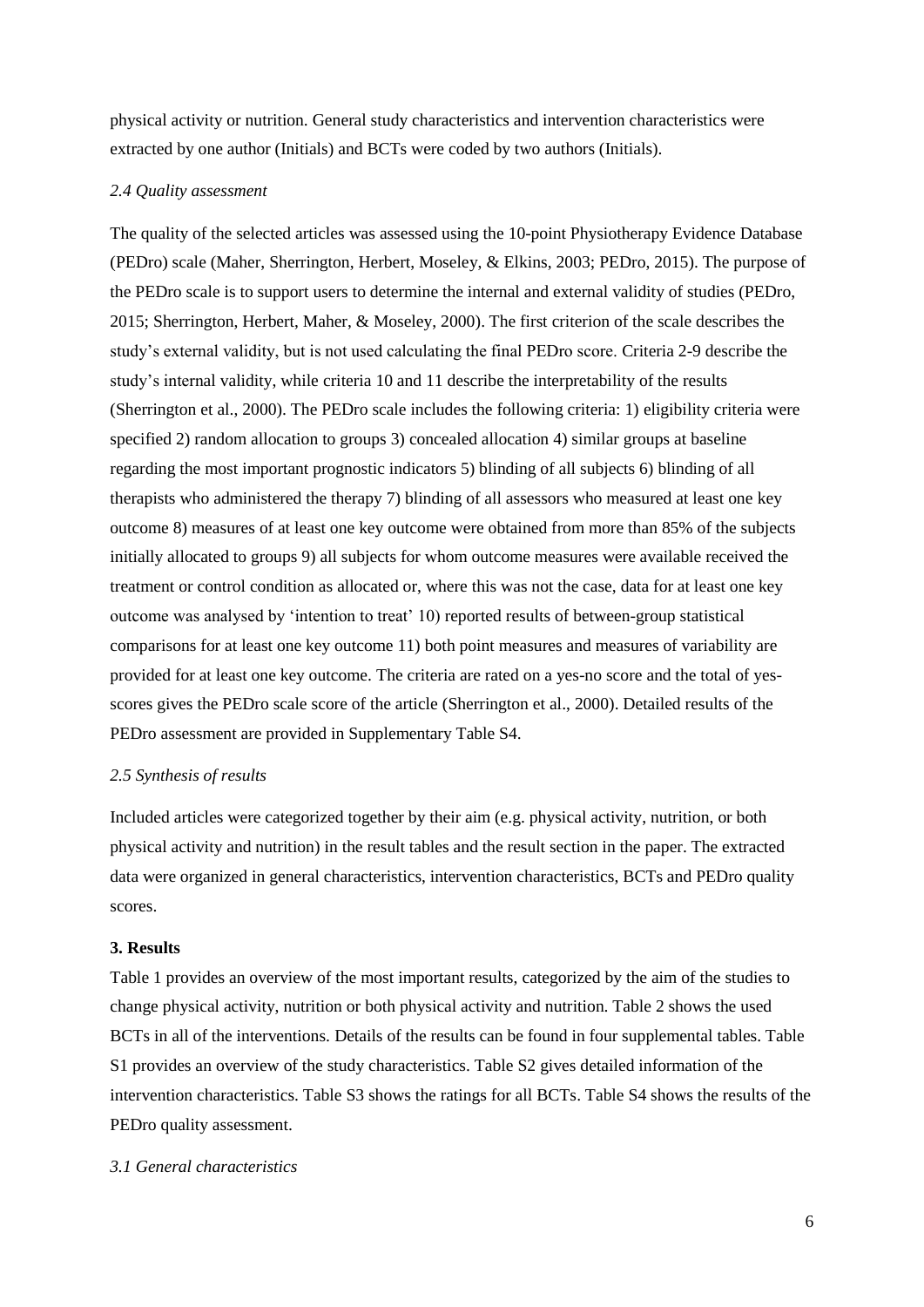physical activity or nutrition. General study characteristics and intervention characteristics were extracted by one author (Initials) and BCTs were coded by two authors (Initials).

### *2.4 Quality assessment*

The quality of the selected articles was assessed using the 10-point Physiotherapy Evidence Database (PEDro) scale (Maher, Sherrington, Herbert, Moseley, & Elkins, 2003; PEDro, 2015). The purpose of the PEDro scale is to support users to determine the internal and external validity of studies (PEDro, 2015; Sherrington, Herbert, Maher, & Moseley, 2000). The first criterion of the scale describes the study's external validity, but is not used calculating the final PEDro score. Criteria 2-9 describe the study's internal validity, while criteria 10 and 11 describe the interpretability of the results (Sherrington et al., 2000). The PEDro scale includes the following criteria: 1) eligibility criteria were specified 2) random allocation to groups 3) concealed allocation 4) similar groups at baseline regarding the most important prognostic indicators 5) blinding of all subjects 6) blinding of all therapists who administered the therapy 7) blinding of all assessors who measured at least one key outcome 8) measures of at least one key outcome were obtained from more than 85% of the subjects initially allocated to groups 9) all subjects for whom outcome measures were available received the treatment or control condition as allocated or, where this was not the case, data for at least one key outcome was analysed by 'intention to treat' 10) reported results of between-group statistical comparisons for at least one key outcome 11) both point measures and measures of variability are provided for at least one key outcome. The criteria are rated on a yes-no score and the total of yes-scores gives the PEDro scale score of the article (Sherrington et al., 2000). Detailed results of the PEDro assessment are provided in Supplementary Table S4.

### *2.5 Synthesis of results*

Included articles were categorized together by their aim (e.g. physical activity, nutrition, or both physical activity and nutrition) in the result tables and the result section in the paper. The extracted data were organized in general characteristics, intervention characteristics, BCTs and PEDro quality scores.

## 3. Results

Table 1 provides an overview of the most important results, categorized by the aim of the studies to change physical activity, nutrition or both physical activity and nutrition. Table 2 shows the used BCTs in all of the interventions. Details of the results can be found in four supplemental tables. Table S1 provides an overview of the study characteristics. Table S2 gives detailed information of the intervention characteristics. Table S3 shows the ratings for all BCTs. Table S4 shows the results of the PEDro quality assessment.

### *3.1 General characteristics*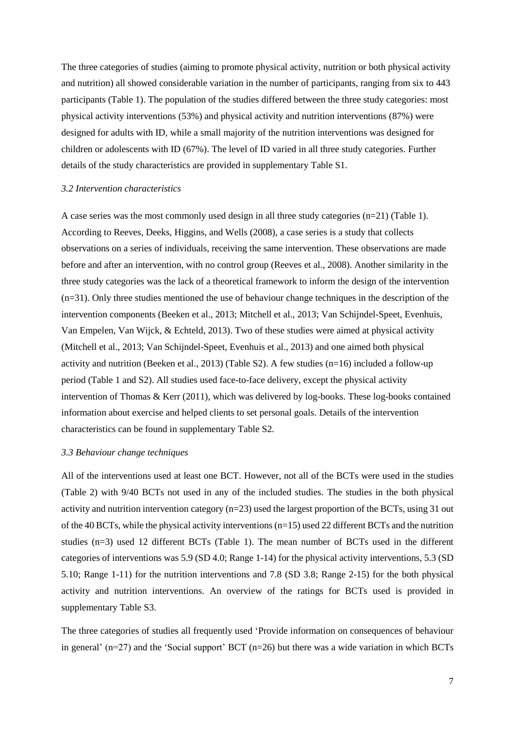The three categories of studies (aiming to promote physical activity, nutrition or both physical activity and nutrition) all showed considerable variation in the number of participants, ranging from six to 443 participants (Table 1). The population of the studies differed between the three study categories: most physical activity interventions (53%) and physical activity and nutrition interventions (87%) were designed for adults with ID, while a small majority of the nutrition interventions was designed for children or adolescents with ID (67%). The level of ID varied in all three study categories. Further details of the study characteristics are provided in supplementary Table S1.

### *3.2 Intervention characteristics*

A case series was the most commonly used design in all three study categories (n=21) (Table 1). According to Reeves, Deeks, Higgins, and Wells (2008), a case series is a study that collects observations on a series of individuals, receiving the same intervention. These observations are made before and after an intervention, with no control group (Reeves et al., 2008). Another similarity in the three study categories was the lack of a theoretical framework to inform the design of the intervention (n=31). Only three studies mentioned the use of behaviour change techniques in the description of the intervention components (Beeken et al., 2013; Mitchell et al., 2013; Van Schijndel-Speet, Evenhuis, Van Empelen, Van Wijck, & Echteld, 2013). Two of these studies were aimed at physical activity (Mitchell et al., 2013; Van Schijndel-Speet, Evenhuis et al., 2013) and one aimed both physical activity and nutrition (Beeken et al., 2013) (Table S2). A few studies (n=16) included a follow-up period (Table 1 and S2). All studies used face-to-face delivery, except the physical activity intervention of Thomas & Kerr (2011), which was delivered by log-books. These log-books contained information about exercise and helped clients to set personal goals. Details of the intervention characteristics can be found in supplementary Table S2.

### *3.3 Behaviour change techniques*

All of the interventions used at least one BCT. However, not all of the BCTs were used in the studies (Table 2) with 9/40 BCTs not used in any of the included studies. The studies in the both physical activity and nutrition intervention category (n=23) used the largest proportion of the BCTs, using 31 out of the 40 BCTs, while the physical activity interventions (n=15) used 22 different BCTs and the nutrition studies (n=3) used 12 different BCTs (Table 1). The mean number of BCTs used in the different categories of interventions was 5.9 (SD 4.0; Range 1-14) for the physical activity interventions, 5.3 (SD 5.10; Range 1-11) for the nutrition interventions and 7.8 (SD 3.8; Range 2-15) for the both physical activity and nutrition interventions. An overview of the ratings for BCTs used is provided in supplementary Table S3.

The three categories of studies all frequently used 'Provide information on consequences of behaviour in general' (n=27) and the 'Social support' BCT (n=26) but there was a wide variation in which BCTs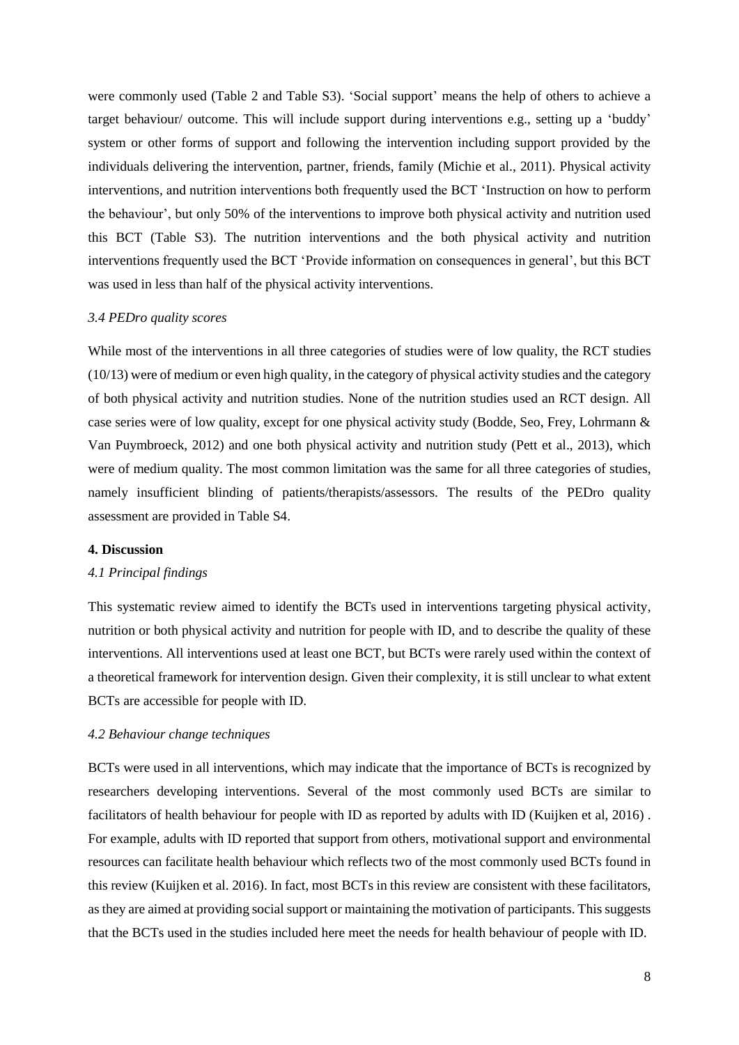were commonly used (Table 2 and Table S3). 'Social support' means the help of others to achieve a target behaviour/ outcome. This will include support during interventions e.g., setting up a 'buddy' system or other forms of support and following the intervention including support provided by the individuals delivering the intervention, partner, friends, family (Michie et al., 2011). Physical activity interventions, and nutrition interventions both frequently used the BCT 'Instruction on how to perform the behaviour', but only 50% of the interventions to improve both physical activity and nutrition used this BCT (Table S3). The nutrition interventions and the both physical activity and nutrition interventions frequently used the BCT 'Provide information on consequences in general', but this BCT was used in less than half of the physical activity interventions.

### *3.4 PEDro quality scores*

While most of the interventions in all three categories of studies were of low quality, the RCT studies (10/13) were of medium or even high quality, in the category of physical activity studies and the category of both physical activity and nutrition studies. None of the nutrition studies used an RCT design. All case series were of low quality, except for one physical activity study (Bodde, Seo, Frey, Lohrmann & Van Puymbroeck, 2012) and one both physical activity and nutrition study (Pett et al., 2013), which were of medium quality. The most common limitation was the same for all three categories of studies, namely insufficient blinding of patients/therapists/assessors. The results of the PEDro quality assessment are provided in Table S4.

## **4. Discussion**

### *4.1 Principal findings*

This systematic review aimed to identify the BCTs used in interventions targeting physical activity, nutrition or both physical activity and nutrition for people with ID, and to describe the quality of these interventions. All interventions used at least one BCT, but BCTs were rarely used within the context of a theoretical framework for intervention design. Given their complexity, it is still unclear to what extent BCTs are accessible for people with ID.

### *4.2 Behaviour change techniques*

BCTs were used in all interventions, which may indicate that the importance of BCTs is recognized by researchers developing interventions. Several of the most commonly used BCTs are similar to facilitators of health behaviour for people with ID as reported by adults with ID (Kuijken et al, 2016) . For example, adults with ID reported that support from others, motivational support and environmental resources can facilitate health behaviour which reflects two of the most commonly used BCTs found in this review (Kuijken et al. 2016). In fact, most BCTs in this review are consistent with these facilitators, as they are aimed at providing social support or maintaining the motivation of participants. This suggests that the BCTs used in the studies included here meet the needs for health behaviour of people with ID.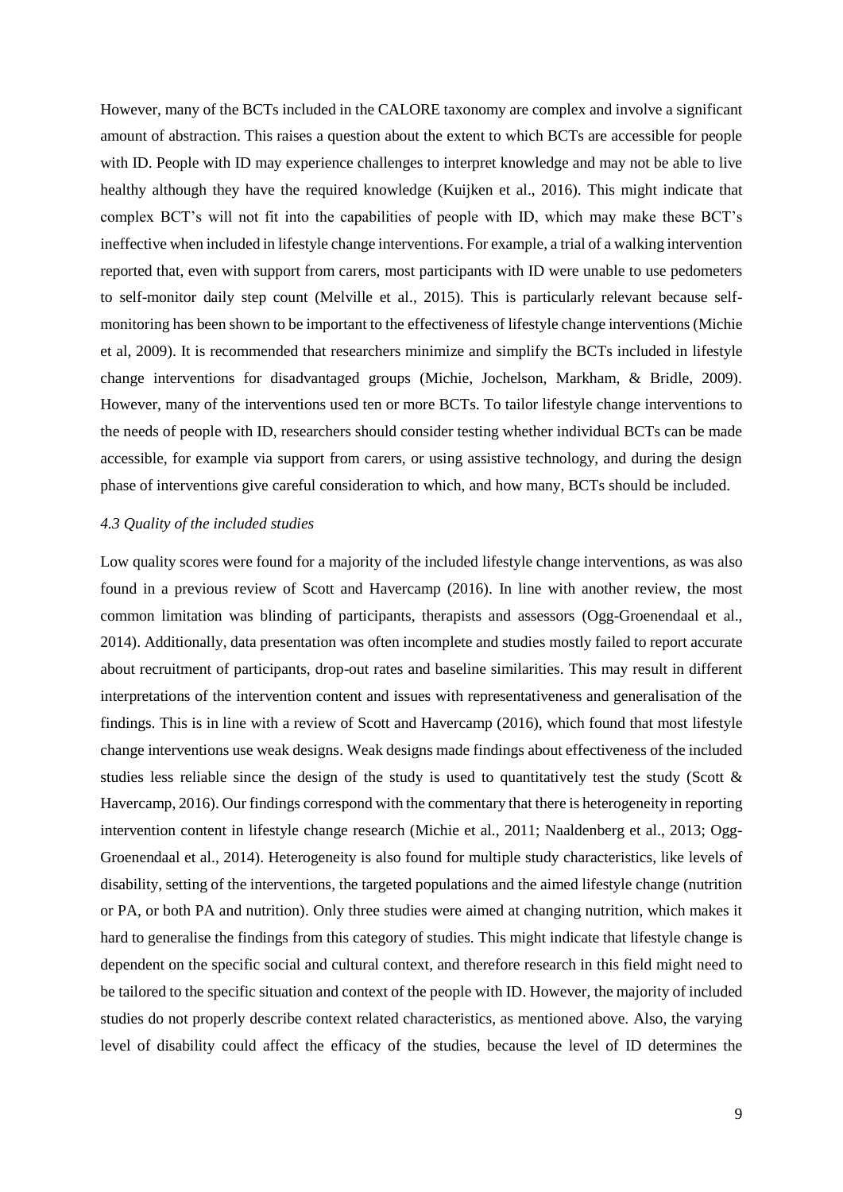However, many of the BCTs included in the CALORE taxonomy are complex and involve a significant amount of abstraction. This raises a question about the extent to which BCTs are accessible for people with ID. People with ID may experience challenges to interpret knowledge and may not be able to live healthy although they have the required knowledge (Kuijken et al., 2016). This might indicate that complex BCT's will not fit into the capabilities of people with ID, which may make these BCT's ineffective when included in lifestyle change interventions. For example, a trial of a walking intervention reported that, even with support from carers, most participants with ID were unable to use pedometers to self-monitor daily step count (Melville et al., 2015). This is particularly relevant because self-monitoring has been shown to be important to the effectiveness of lifestyle change interventions (Michie et al, 2009). It is recommended that researchers minimize and simplify the BCTs included in lifestyle change interventions for disadvantaged groups (Michie, Jochelson, Markham, & Bridle, 2009). However, many of the interventions used ten or more BCTs. To tailor lifestyle change interventions to the needs of people with ID, researchers should consider testing whether individual BCTs can be made accessible, for example via support from carers, or using assistive technology, and during the design phase of interventions give careful consideration to which, and how many, BCTs should be included.

### *4.3 Quality of the included studies*

Low quality scores were found for a majority of the included lifestyle change interventions, as was also found in a previous review of Scott and Havercamp (2016). In line with another review, the most common limitation was blinding of participants, therapists and assessors (Ogg-Groenendaal et al., 2014). Additionally, data presentation was often incomplete and studies mostly failed to report accurate about recruitment of participants, drop-out rates and baseline similarities. This may result in different interpretations of the intervention content and issues with representativeness and generalisation of the findings. This is in line with a review of Scott and Havercamp (2016), which found that most lifestyle change interventions use weak designs. Weak designs made findings about effectiveness of the included studies less reliable since the design of the study is used to quantitatively test the study (Scott & Havercamp, 2016). Our findings correspond with the commentary that there is heterogeneity in reporting intervention content in lifestyle change research (Michie et al., 2011; Naaldenberg et al., 2013; Ogg-Groenendaal et al., 2014). Heterogeneity is also found for multiple study characteristics, like levels of disability, setting of the interventions, the targeted populations and the aimed lifestyle change (nutrition or PA, or both PA and nutrition). Only three studies were aimed at changing nutrition, which makes it hard to generalise the findings from this category of studies. This might indicate that lifestyle change is dependent on the specific social and cultural context, and therefore research in this field might need to be tailored to the specific situation and context of the people with ID. However, the majority of included studies do not properly describe context related characteristics, as mentioned above. Also, the varying level of disability could affect the efficacy of the studies, because the level of ID determines the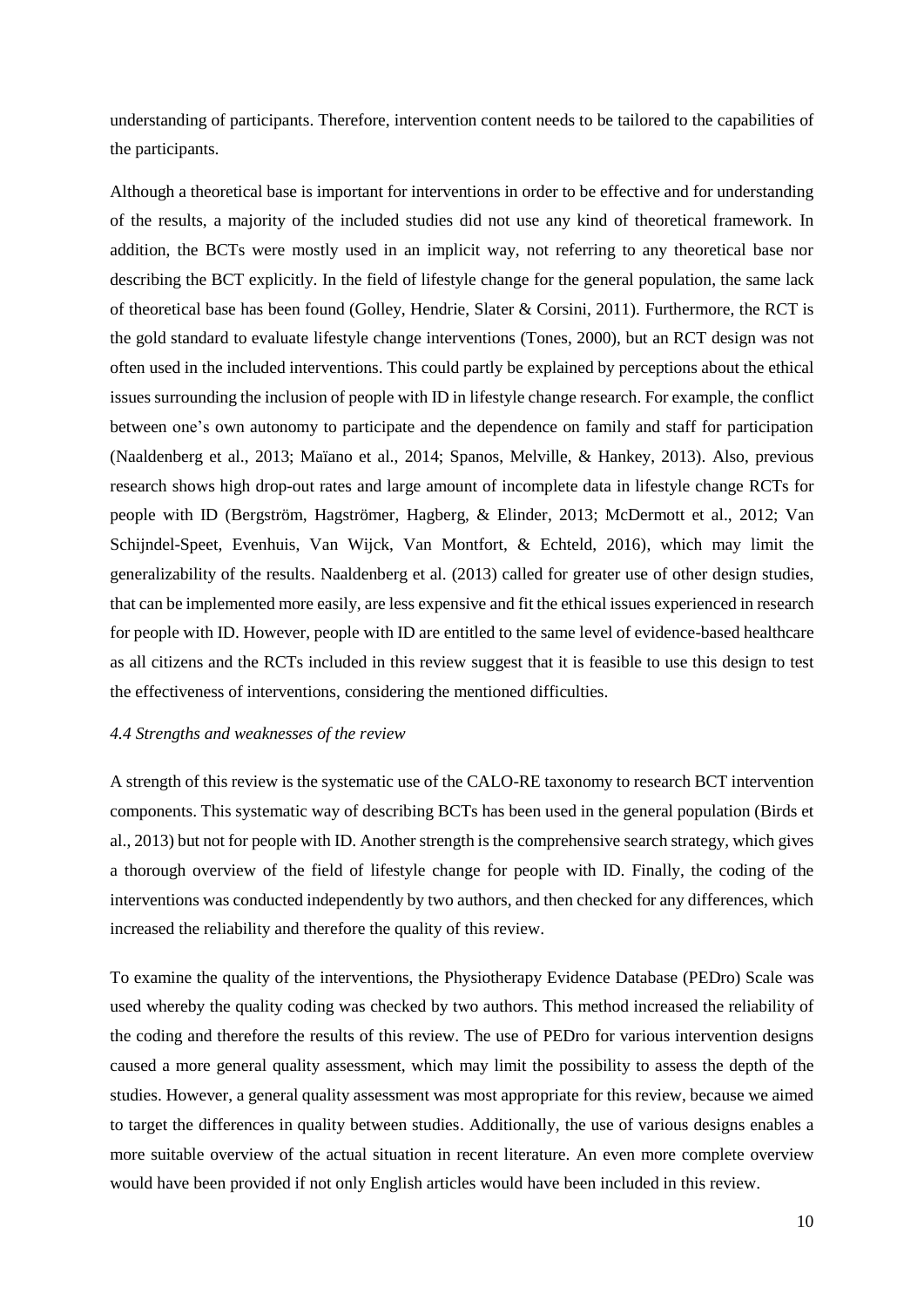understanding of participants. Therefore, intervention content needs to be tailored to the capabilities of the participants.

Although a theoretical base is important for interventions in order to be effective and for understanding of the results, a majority of the included studies did not use any kind of theoretical framework. In addition, the BCTs were mostly used in an implicit way, not referring to any theoretical base nor describing the BCT explicitly. In the field of lifestyle change for the general population, the same lack of theoretical base has been found (Golley, Hendrie, Slater & Corsini, 2011). Furthermore, the RCT is the gold standard to evaluate lifestyle change interventions (Tones, 2000), but an RCT design was not often used in the included interventions. This could partly be explained by perceptions about the ethical issues surrounding the inclusion of people with ID in lifestyle change research. For example, the conflict between one's own autonomy to participate and the dependence on family and staff for participation (Naaldenberg et al., 2013; Maïano et al., 2014; Spanos, Melville, & Hankey, 2013). Also, previous research shows high drop-out rates and large amount of incomplete data in lifestyle change RCTs for people with ID (Bergström, Hagströmer, Hagberg, & Elinder, 2013; McDermott et al., 2012; Van Schijndel-Speet, Evenhuis, Van Wijck, Van Montfort, & Echteld, 2016), which may limit the generalizability of the results. Naaldenberg et al. (2013) called for greater use of other design studies, that can be implemented more easily, are less expensive and fit the ethical issues experienced in research for people with ID. However, people with ID are entitled to the same level of evidence-based healthcare as all citizens and the RCTs included in this review suggest that it is feasible to use this design to test the effectiveness of interventions, considering the mentioned difficulties.

### *4.4 Strengths and weaknesses of the review*

A strength of this review is the systematic use of the CALO-RE taxonomy to research BCT intervention components. This systematic way of describing BCTs has been used in the general population (Birds et al., 2013) but not for people with ID. Another strength is the comprehensive search strategy, which gives a thorough overview of the field of lifestyle change for people with ID. Finally, the coding of the interventions was conducted independently by two authors, and then checked for any differences, which increased the reliability and therefore the quality of this review.

To examine the quality of the interventions, the Physiotherapy Evidence Database (PEDro) Scale was used whereby the quality coding was checked by two authors. This method increased the reliability of the coding and therefore the results of this review. The use of PEDro for various intervention designs caused a more general quality assessment, which may limit the possibility to assess the depth of the studies. However, a general quality assessment was most appropriate for this review, because we aimed to target the differences in quality between studies. Additionally, the use of various designs enables a more suitable overview of the actual situation in recent literature. An even more complete overview would have been provided if not only English articles would have been included in this review.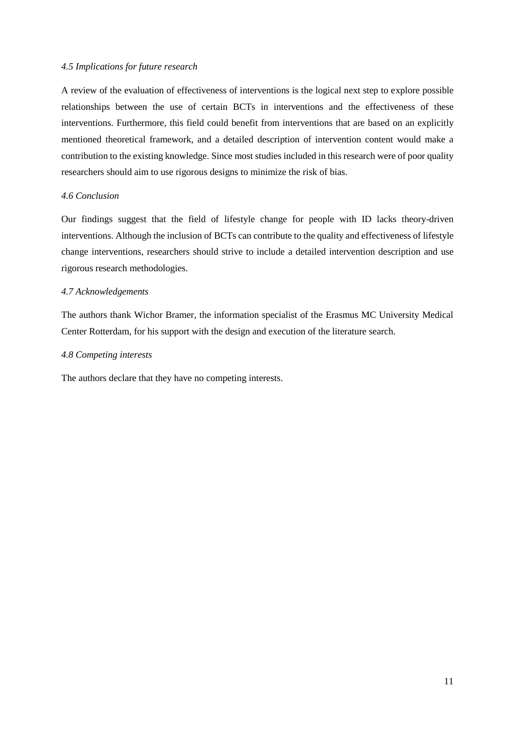### *4.5 Implications for future research*

A review of the evaluation of effectiveness of interventions is the logical next step to explore possible relationships between the use of certain BCTs in interventions and the effectiveness of these interventions. Furthermore, this field could benefit from interventions that are based on an explicitly mentioned theoretical framework, and a detailed description of intervention content would make a contribution to the existing knowledge. Since most studies included in this research were of poor quality researchers should aim to use rigorous designs to minimize the risk of bias.

### *4.6 Conclusion*

Our findings suggest that the field of lifestyle change for people with ID lacks theory-driven interventions. Although the inclusion of BCTs can contribute to the quality and effectiveness of lifestyle change interventions, researchers should strive to include a detailed intervention description and use rigorous research methodologies.

### *4.7 Acknowledgements*

The authors thank Wichor Bramer, the information specialist of the Erasmus MC University Medical Center Rotterdam, for his support with the design and execution of the literature search.

### *4.8 Competing interests*

The authors declare that they have no competing interests.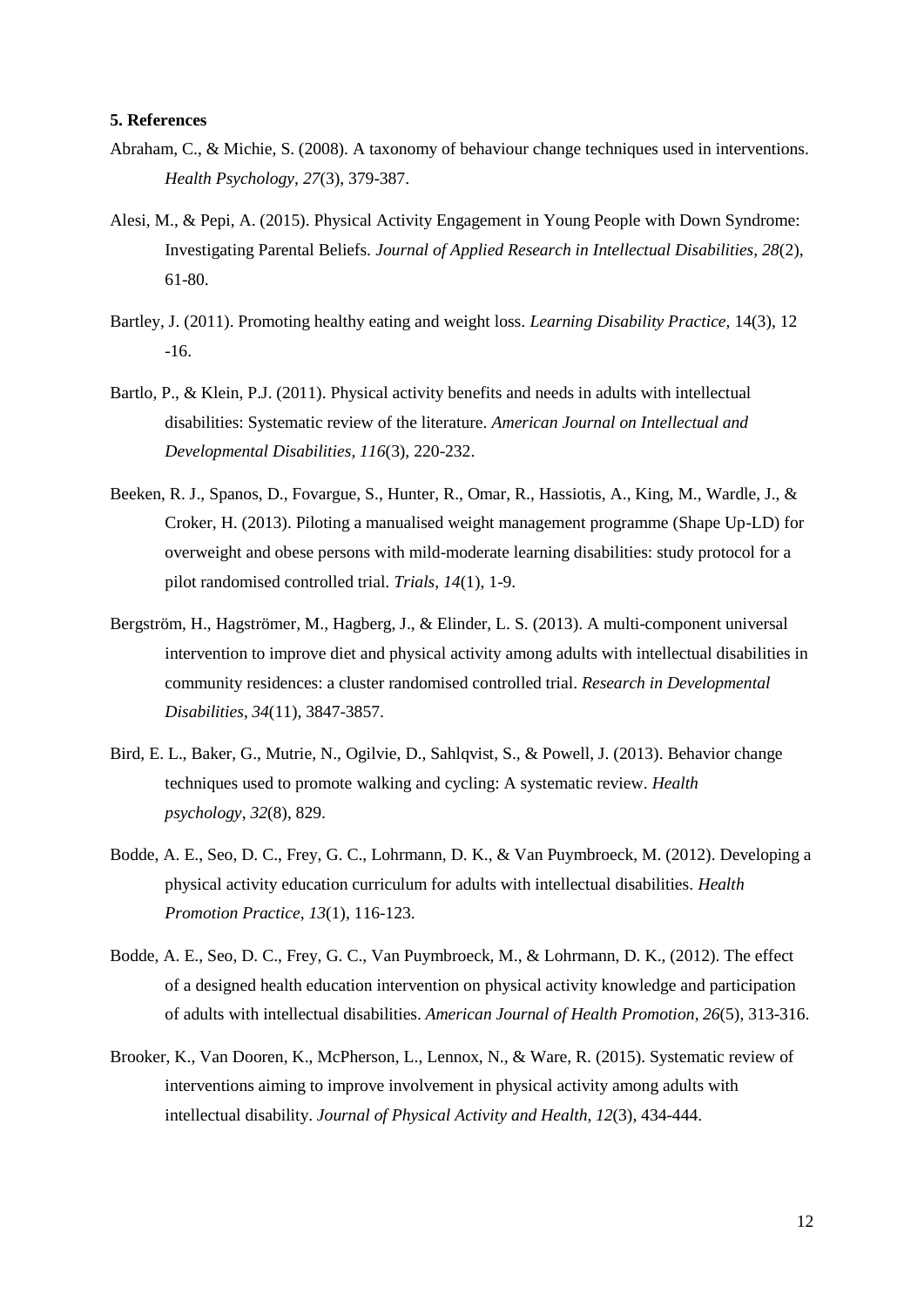## 5. References

Abraham, C., & Michie, S. (2008). A taxonomy of behaviour change techniques used in interventions. *Health Psychology*, *27*(3), 379-387.

Alesi, M., & Pepi, A. (2015). Physical Activity Engagement in Young People with Down Syndrome: Investigating Parental Beliefs. *Journal of Applied Research in Intellectual Disabilities, 28*(2), 61-80.

Bartley, J. (2011). Promoting healthy eating and weight loss. *Learning Disability Practice,* 14(3), 12 -16.

Bartlo, P., & Klein, P.J. (2011). Physical activity benefits and needs in adults with intellectual disabilities: Systematic review of the literature. *American Journal on Intellectual and Developmental Disabilities*, *116*(3), 220-232.

Beeken, R. J., Spanos, D., Fovargue, S., Hunter, R., Omar, R., Hassiotis, A., King, M., Wardle, J., & Croker, H. (2013). Piloting a manualised weight management programme (Shape Up-LD) for overweight and obese persons with mild-moderate learning disabilities: study protocol for a pilot randomised controlled trial. *Trials*, *14*(1), 1-9.

Bergström, H., Hagströmer, M., Hagberg, J., & Elinder, L. S. (2013). A multi-component universal intervention to improve diet and physical activity among adults with intellectual disabilities in community residences: a cluster randomised controlled trial. *Research in Developmental Disabilities*, *34*(11), 3847-3857.

Bird, E. L., Baker, G., Mutrie, N., Ogilvie, D., Sahlqvist, S., & Powell, J. (2013). Behavior change techniques used to promote walking and cycling: A systematic review. *Health psychology*, *32*(8), 829.

Bodde, A. E., Seo, D. C., Frey, G. C., Lohrmann, D. K., & Van Puymbroeck, M. (2012). Developing a physical activity education curriculum for adults with intellectual disabilities. *Health Promotion Practice*, *13*(1), 116-123.

Bodde, A. E., Seo, D. C., Frey, G. C., Van Puymbroeck, M., & Lohrmann, D. K., (2012). The effect of a designed health education intervention on physical activity knowledge and participation of adults with intellectual disabilities. *American Journal of Health Promotion*, *26*(5), 313-316.

Brooker, K., Van Dooren, K., McPherson, L., Lennox, N., & Ware, R. (2015). Systematic review of interventions aiming to improve involvement in physical activity among adults with intellectual disability. *Journal of Physical Activity and Health, 12*(3), 434-444.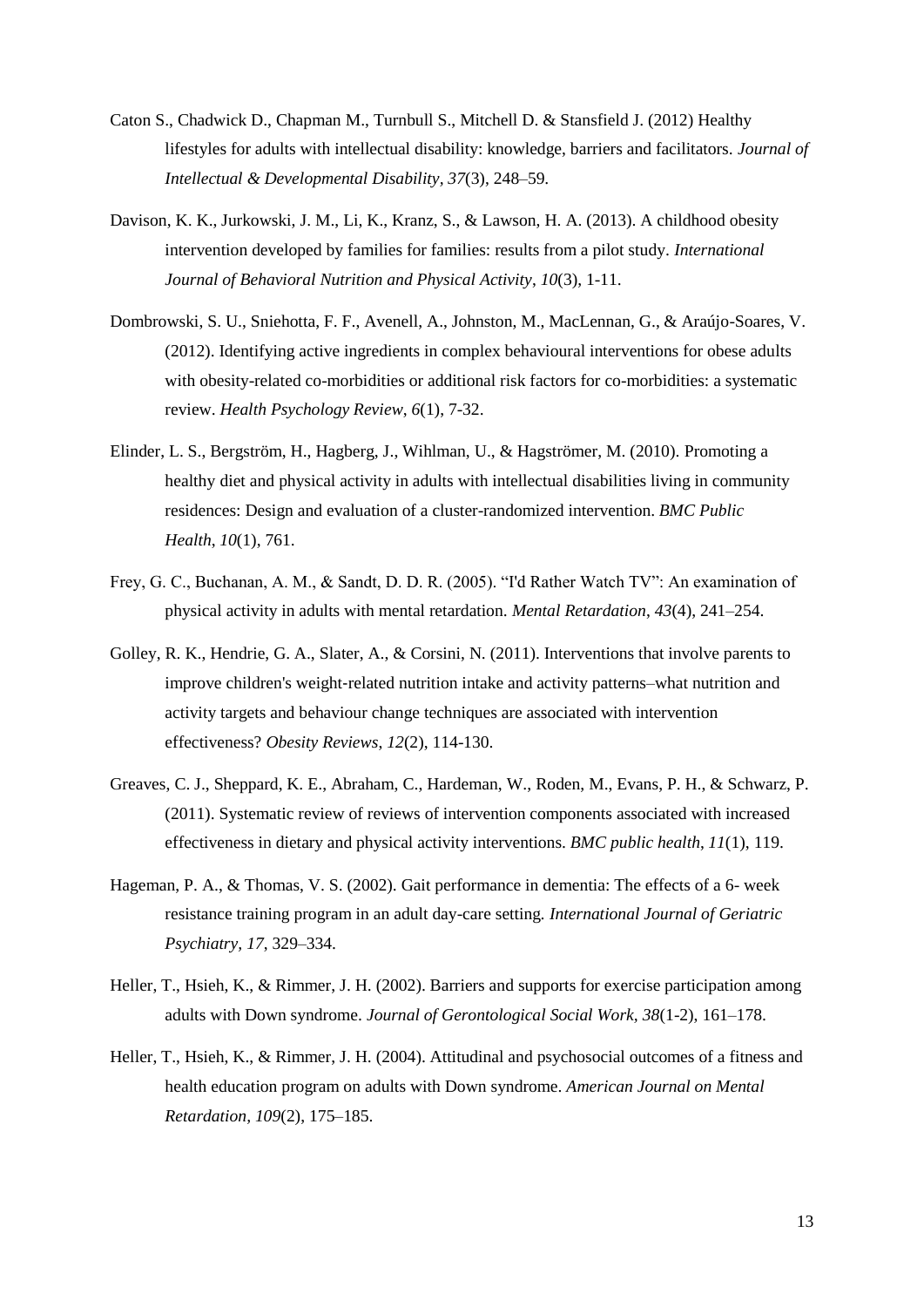Caton S., Chadwick D., Chapman M., Turnbull S., Mitchell D. & Stansfield J. (2012) Healthy lifestyles for adults with intellectual disability: knowledge, barriers and facilitators. *Journal of Intellectual & Developmental Disability, 37*(3), 248–59.

Davison, K. K., Jurkowski, J. M., Li, K., Kranz, S., & Lawson, H. A. (2013). A childhood obesity intervention developed by families for families: results from a pilot study. *International Journal of Behavioral Nutrition and Physical Activity*, *10*(3), 1-11.

Dombrowski, S. U., Sniehotta, F. F., Avenell, A., Johnston, M., MacLennan, G., & Araújo-Soares, V. (2012). Identifying active ingredients in complex behavioural interventions for obese adults with obesity-related co-morbidities or additional risk factors for co-morbidities: a systematic review. *Health Psychology Review*, *6*(1), 7-32.

Elinder, L. S., Bergström, H., Hagberg, J., Wihlman, U., & Hagströmer, M. (2010). Promoting a healthy diet and physical activity in adults with intellectual disabilities living in community residences: Design and evaluation of a cluster-randomized intervention. *BMC Public Health*, *10*(1), 761.

Frey, G. C., Buchanan, A. M., & Sandt, D. D. R. (2005). "I'd Rather Watch TV": An examination of physical activity in adults with mental retardation. *Mental Retardation*, *43*(4), 241–254.

Golley, R. K., Hendrie, G. A., Slater, A., & Corsini, N. (2011). Interventions that involve parents to improve children's weight‐related nutrition intake and activity patterns–what nutrition and activity targets and behaviour change techniques are associated with intervention effectiveness? *Obesity Reviews*, *12*(2), 114-130.

Greaves, C. J., Sheppard, K. E., Abraham, C., Hardeman, W., Roden, M., Evans, P. H., & Schwarz, P. (2011). Systematic review of reviews of intervention components associated with increased effectiveness in dietary and physical activity interventions. *BMC public health*, *11*(1), 119.

Hageman, P. A., & Thomas, V. S. (2002). Gait performance in dementia: The effects of a 6- week resistance training program in an adult day-care setting. *International Journal of Geriatric Psychiatry*, *17*, 329–334.

Heller, T., Hsieh, K., & Rimmer, J. H. (2002). Barriers and supports for exercise participation among adults with Down syndrome. *Journal of Gerontological Social Work, 38*(1-2), 161–178.

Heller, T., Hsieh, K., & Rimmer, J. H. (2004). Attitudinal and psychosocial outcomes of a fitness and health education program on adults with Down syndrome. *American Journal on Mental Retardation*, *109*(2), 175–185.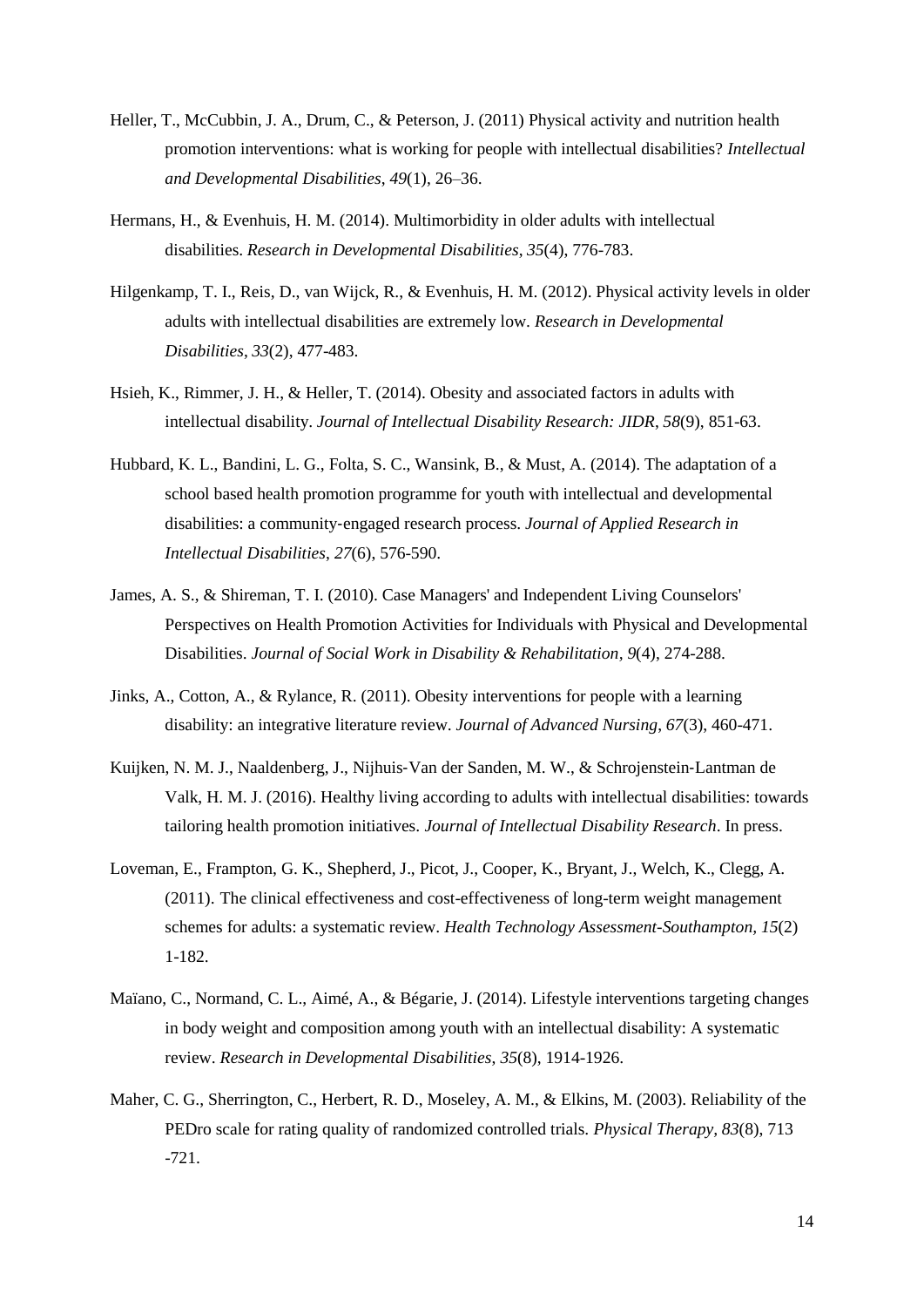Heller, T., McCubbin, J. A., Drum, C., & Peterson, J. (2011) Physical activity and nutrition health promotion interventions: what is working for people with intellectual disabilities? *Intellectual and Developmental Disabilities*, *49*(1), 26–36.

Hermans, H., & Evenhuis, H. M. (2014). Multimorbidity in older adults with intellectual disabilities. *Research in Developmental Disabilities*, *35*(4), 776-783.

Hilgenkamp, T. I., Reis, D., van Wijck, R., & Evenhuis, H. M. (2012). Physical activity levels in older adults with intellectual disabilities are extremely low. *Research in Developmental Disabilities*, *33*(2), 477-483.

Hsieh, K., Rimmer, J. H., & Heller, T. (2014). Obesity and associated factors in adults with intellectual disability. *Journal of Intellectual Disability Research: JIDR*, *58*(9), 851-63.

Hubbard, K. L., Bandini, L. G., Folta, S. C., Wansink, B., & Must, A. (2014). The adaptation of a school based health promotion programme for youth with intellectual and developmental disabilities: a community‐engaged research process. *Journal of Applied Research in Intellectual Disabilities*, *27*(6), 576-590.

James, A. S., & Shireman, T. I. (2010). Case Managers' and Independent Living Counselors' Perspectives on Health Promotion Activities for Individuals with Physical and Developmental Disabilities. *Journal of Social Work in Disability & Rehabilitation*, *9*(4), 274-288.

Jinks, A., Cotton, A., & Rylance, R. (2011). Obesity interventions for people with a learning disability: an integrative literature review. *Journal of Advanced Nursing*, *67*(3), 460-471.

Kuijken, N. M. J., Naaldenberg, J., Nijhuis‐Van der Sanden, M. W., & Schrojenstein‐Lantman de Valk, H. M. J. (2016). Healthy living according to adults with intellectual disabilities: towards tailoring health promotion initiatives. *Journal of Intellectual Disability Research*. In press.

Loveman, E., Frampton, G. K., Shepherd, J., Picot, J., Cooper, K., Bryant, J., Welch, K., Clegg, A. (2011). The clinical effectiveness and cost-effectiveness of long-term weight management schemes for adults: a systematic review. *Health Technology Assessment-Southampton, 15*(2) 1-182.

Maïano, C., Normand, C. L., Aimé, A., & Bégarie, J. (2014). Lifestyle interventions targeting changes in body weight and composition among youth with an intellectual disability: A systematic review. *Research in Developmental Disabilities*, *35*(8), 1914-1926.

Maher, C. G., Sherrington, C., Herbert, R. D., Moseley, A. M., & Elkins, M. (2003). Reliability of the PEDro scale for rating quality of randomized controlled trials. *Physical Therapy, 83*(8), 713 -721.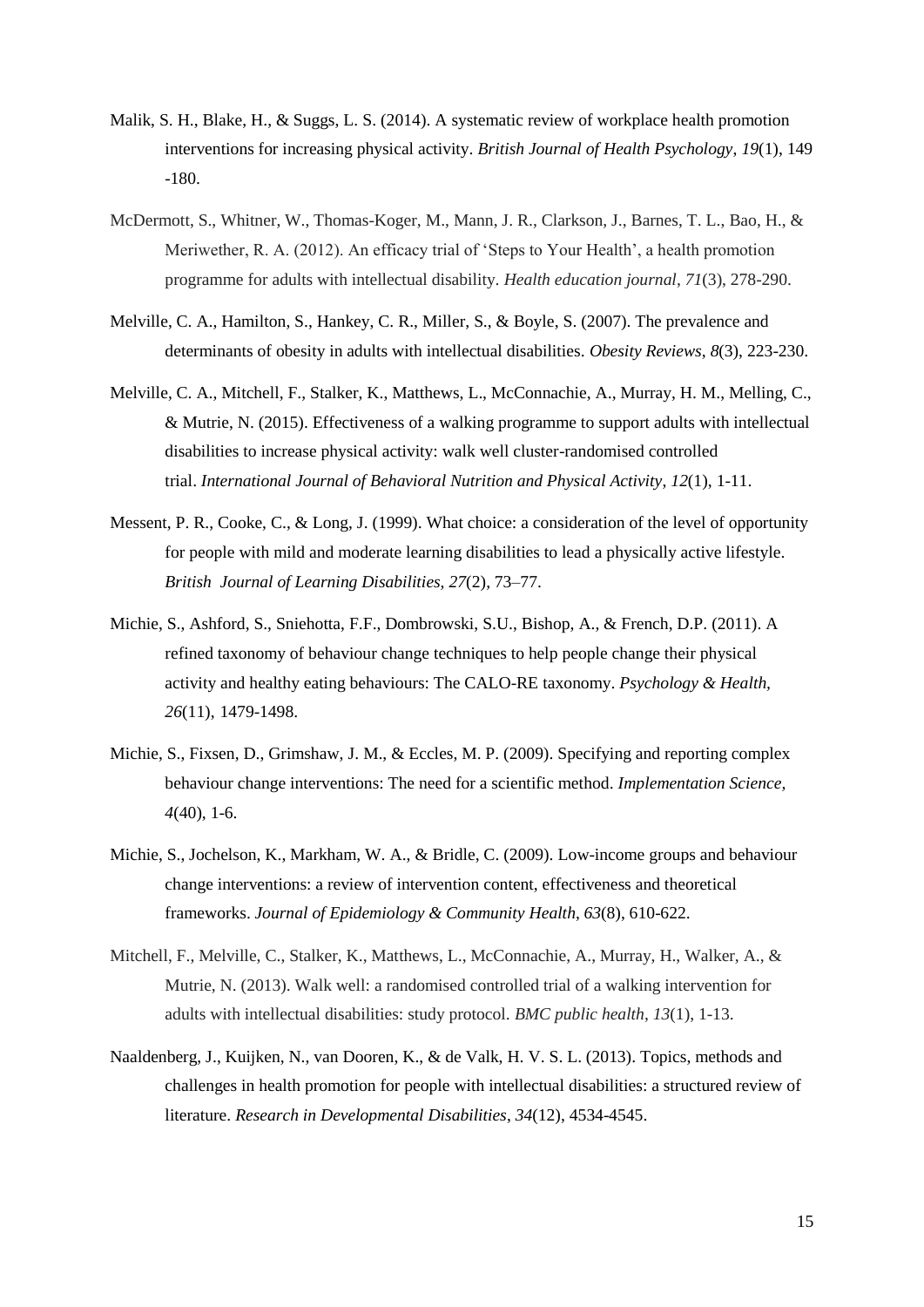Malik, S. H., Blake, H., & Suggs, L. S. (2014). A systematic review of workplace health promotion interventions for increasing physical activity. *British Journal of Health Psychology*, *19*(1), 149 -180.

McDermott, S., Whitner, W., Thomas-Koger, M., Mann, J. R., Clarkson, J., Barnes, T. L., Bao, H., & Meriwether, R. A. (2012). An efficacy trial of 'Steps to Your Health', a health promotion programme for adults with intellectual disability. *Health education journal*, *71*(3), 278-290.

Melville, C. A., Hamilton, S., Hankey, C. R., Miller, S., & Boyle, S. (2007). The prevalence and determinants of obesity in adults with intellectual disabilities. *Obesity Reviews*, *8*(3), 223-230.

Melville, C. A., Mitchell, F., Stalker, K., Matthews, L., McConnachie, A., Murray, H. M., Melling, C., & Mutrie, N. (2015). Effectiveness of a walking programme to support adults with intellectual disabilities to increase physical activity: walk well cluster-randomised controlled trial. *International Journal of Behavioral Nutrition and Physical Activity*, *12*(1), 1-11.

Messent, P. R., Cooke, C., & Long, J. (1999). What choice: a consideration of the level of opportunity for people with mild and moderate learning disabilities to lead a physically active lifestyle. *British Journal of Learning Disabilities, 27*(2), 73–77.

Michie, S., Ashford, S., Sniehotta, F.F., Dombrowski, S.U., Bishop, A., & French, D.P. (2011). A refined taxonomy of behaviour change techniques to help people change their physical activity and healthy eating behaviours: The CALO-RE taxonomy. *Psychology & Health, 26*(11), 1479-1498.

Michie, S., Fixsen, D., Grimshaw, J. M., & Eccles, M. P. (2009). Specifying and reporting complex behaviour change interventions: The need for a scientific method. *Implementation Science, 4*(40), 1-6.

Michie, S., Jochelson, K., Markham, W. A., & Bridle, C. (2009). Low-income groups and behaviour change interventions: a review of intervention content, effectiveness and theoretical frameworks. *Journal of Epidemiology & Community Health*, *63*(8), 610-622.

Mitchell, F., Melville, C., Stalker, K., Matthews, L., McConnachie, A., Murray, H., Walker, A., & Mutrie, N. (2013). Walk well: a randomised controlled trial of a walking intervention for adults with intellectual disabilities: study protocol. *BMC public health*, *13*(1), 1-13.

Naaldenberg, J., Kuijken, N., van Dooren, K., & de Valk, H. V. S. L. (2013). Topics, methods and challenges in health promotion for people with intellectual disabilities: a structured review of literature. *Research in Developmental Disabilities*, *34*(12), 4534-4545.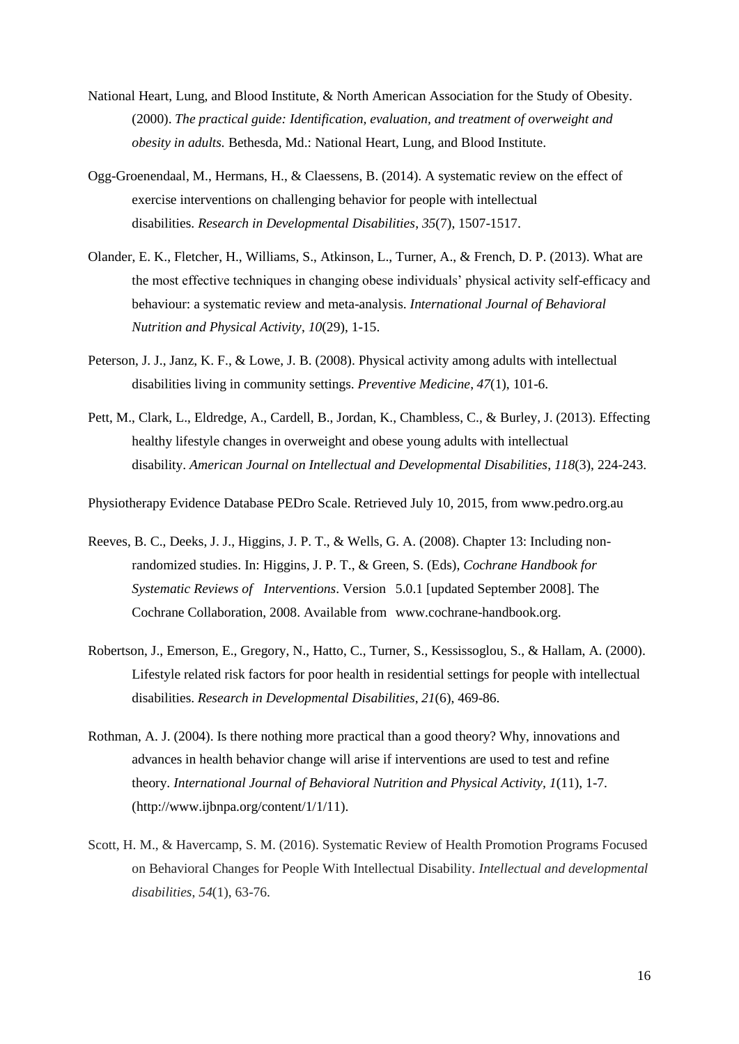National Heart, Lung, and Blood Institute, & North American Association for the Study of Obesity. (2000). *The practical guide: Identification, evaluation, and treatment of overweight and obesity in adults.* Bethesda, Md.: National Heart, Lung, and Blood Institute.

Ogg-Groenendaal, M., Hermans, H., & Claessens, B. (2014). A systematic review on the effect of exercise interventions on challenging behavior for people with intellectual disabilities. *Research in Developmental Disabilities*, *35*(7), 1507-1517.

Olander, E. K., Fletcher, H., Williams, S., Atkinson, L., Turner, A., & French, D. P. (2013). What are the most effective techniques in changing obese individuals' physical activity self-efficacy and behaviour: a systematic review and meta-analysis. *International Journal of Behavioral Nutrition and Physical Activity*, *10*(29), 1-15.

Peterson, J. J., Janz, K. F., & Lowe, J. B. (2008). Physical activity among adults with intellectual disabilities living in community settings. *Preventive Medicine*, *47*(1), 101-6.

Pett, M., Clark, L., Eldredge, A., Cardell, B., Jordan, K., Chambless, C., & Burley, J. (2013). Effecting healthy lifestyle changes in overweight and obese young adults with intellectual disability. *American Journal on Intellectual and Developmental Disabilities*, *118*(3), 224-243.

Physiotherapy Evidence Database PEDro Scale. Retrieved July 10, 2015, from www.pedro.org.au

Reeves, B. C., Deeks, J. J., Higgins, J. P. T., & Wells, G. A. (2008). Chapter 13: Including non-randomized studies. In: Higgins, J. P. T., & Green, S. (Eds), *Cochrane Handbook for Systematic Reviews of Interventions*. Version 5.0.1 [updated September 2008]. The Cochrane Collaboration, 2008. Available from www.cochrane-handbook.org.

Robertson, J., Emerson, E., Gregory, N., Hatto, C., Turner, S., Kessissoglou, S., & Hallam, A. (2000). Lifestyle related risk factors for poor health in residential settings for people with intellectual disabilities. *Research in Developmental Disabilities*, *21*(6), 469-86.

Rothman, A. J. (2004). Is there nothing more practical than a good theory? Why, innovations and advances in health behavior change will arise if interventions are used to test and refine theory. *International Journal of Behavioral Nutrition and Physical Activity*, *1*(11), 1-7. (http://www.ijbnpa.org/content/1/1/11).

Scott, H. M., & Havercamp, S. M. (2016). Systematic Review of Health Promotion Programs Focused on Behavioral Changes for People With Intellectual Disability. *Intellectual and developmental disabilities*, *54*(1), 63-76.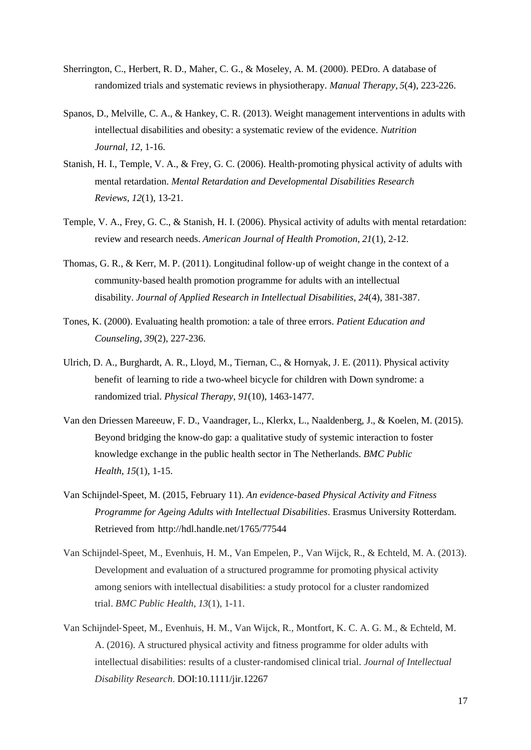Sherrington, C., Herbert, R. D., Maher, C. G., & Moseley, A. M. (2000). PEDro. A database of randomized trials and systematic reviews in physiotherapy. *Manual Therapy*, *5*(4), 223-226.

Spanos, D., Melville, C. A., & Hankey, C. R. (2013). Weight management interventions in adults with intellectual disabilities and obesity: a systematic review of the evidence. *Nutrition Journal*, *12*, 1-16.

Stanish, H. I., Temple, V. A., & Frey, G. C. (2006). Health‐promoting physical activity of adults with mental retardation. *Mental Retardation and Developmental Disabilities Research Reviews*, *12*(1), 13-21.

Temple, V. A., Frey, G. C., & Stanish, H. I. (2006). Physical activity of adults with mental retardation: review and research needs. *American Journal of Health Promotion*, *21*(1), 2-12.

Thomas, G. R., & Kerr, M. P. (2011). Longitudinal follow‐up of weight change in the context of a community‐based health promotion programme for adults with an intellectual disability. *Journal of Applied Research in Intellectual Disabilities*, *24*(4), 381-387.

Tones, K. (2000). Evaluating health promotion: a tale of three errors. *Patient Education and Counseling*, *39*(2), 227-236.

Ulrich, D. A., Burghardt, A. R., Lloyd, M., Tiernan, C., & Hornyak, J. E. (2011). Physical activity benefit of learning to ride a two-wheel bicycle for children with Down syndrome: a randomized trial. *Physical Therapy*, *91*(10), 1463-1477.

Van den Driessen Mareeuw, F. D., Vaandrager, L., Klerkx, L., Naaldenberg, J., & Koelen, M. (2015). Beyond bridging the know-do gap: a qualitative study of systemic interaction to foster knowledge exchange in the public health sector in The Netherlands. *BMC Public Health*, *15*(1), 1-15.

Van Schijndel-Speet, M. (2015, February 11). *An evidence-based Physical Activity and Fitness Programme for Ageing Adults with Intellectual Disabilities*. Erasmus University Rotterdam. Retrieved from http://hdl.handle.net/1765/77544

Van Schijndel-Speet, M., Evenhuis, H. M., Van Empelen, P., Van Wijck, R., & Echteld, M. A. (2013). Development and evaluation of a structured programme for promoting physical activity among seniors with intellectual disabilities: a study protocol for a cluster randomized trial. *BMC Public Health*, *13*(1), 1-11.

Van Schijndel‐Speet, M., Evenhuis, H. M., Van Wijck, R., Montfort, K. C. A. G. M., & Echteld, M. A. (2016). A structured physical activity and fitness programme for older adults with intellectual disabilities: results of a cluster‐randomised clinical trial. *Journal of Intellectual Disability Research*. DOI:10.1111/jir.12267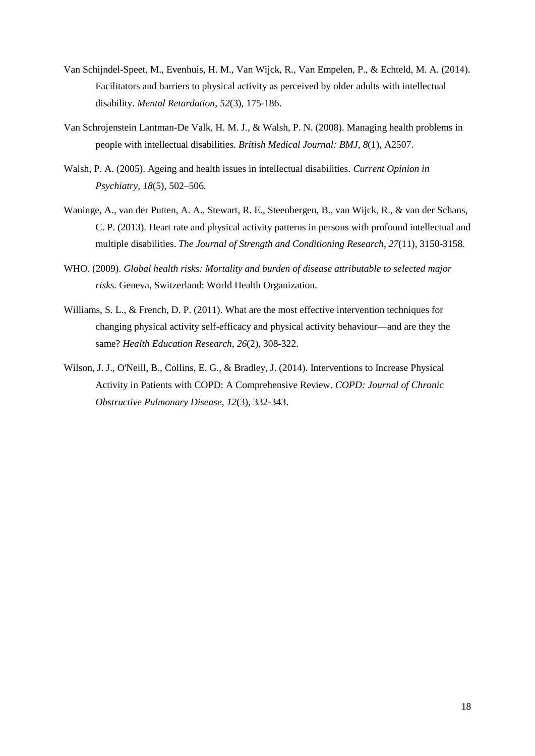Van Schijndel-Speet, M., Evenhuis, H. M., Van Wijck, R., Van Empelen, P., & Echteld, M. A. (2014). Facilitators and barriers to physical activity as perceived by older adults with intellectual disability. *Mental Retardation*, *52*(3), 175-186.

Van Schrojenstein Lantman-De Valk, H. M. J., & Walsh, P. N. (2008). Managing health problems in people with intellectual disabilities. *British Medical Journal: BMJ*, *8*(1), A2507.

Walsh, P. A. (2005). Ageing and health issues in intellectual disabilities. *Current Opinion in Psychiatry, 18*(5), 502–506.

Waninge, A., van der Putten, A. A., Stewart, R. E., Steenbergen, B., van Wijck, R., & van der Schans, C. P. (2013). Heart rate and physical activity patterns in persons with profound intellectual and multiple disabilities. *The Journal of Strength and Conditioning Research*, *27*(11), 3150-3158.

WHO. (2009). *Global health risks: Mortality and burden of disease attributable to selected major risks.* Geneva, Switzerland: World Health Organization.

Williams, S. L., & French, D. P. (2011). What are the most effective intervention techniques for changing physical activity self-efficacy and physical activity behaviour—and are they the same? *Health Education Research*, *26*(2), 308-322.

Wilson, J. J., O'Neill, B., Collins, E. G., & Bradley, J. (2014). Interventions to Increase Physical Activity in Patients with COPD: A Comprehensive Review. *COPD: Journal of Chronic Obstructive Pulmonary Disease*, *12*(3), 332-343.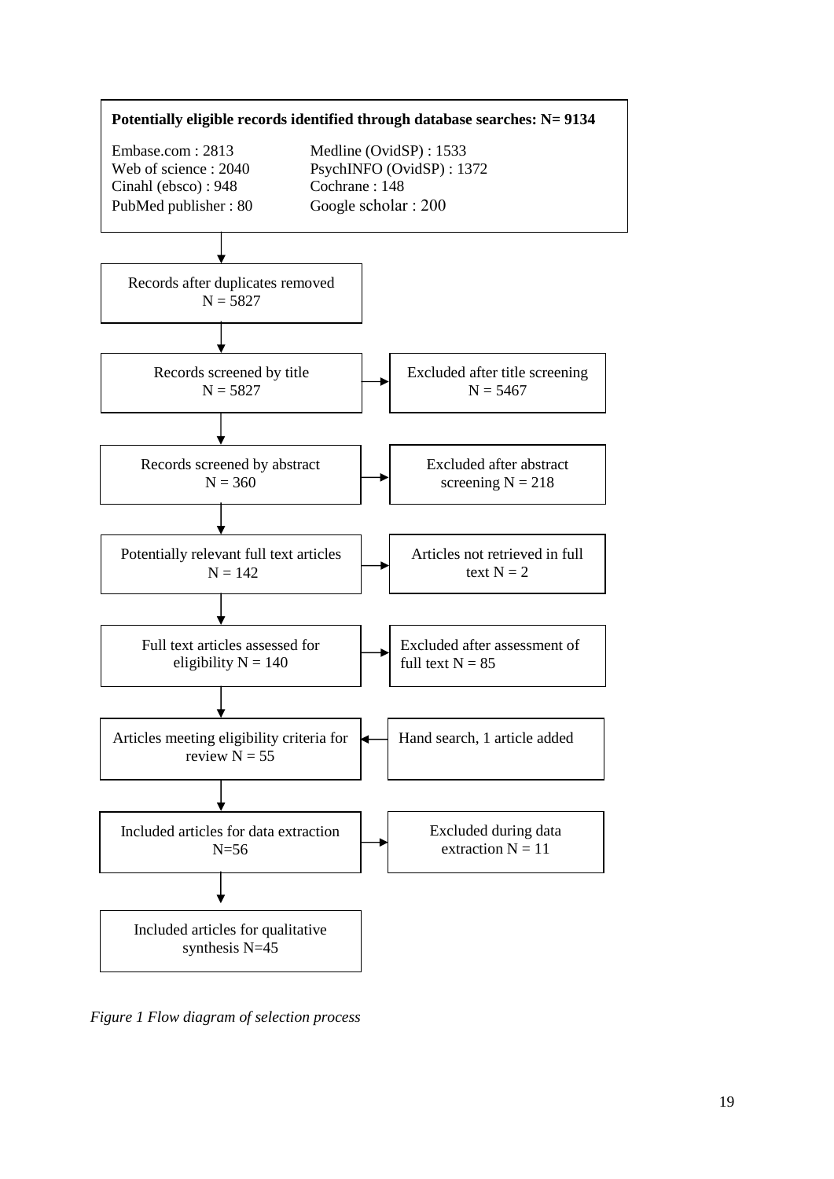**Potentially eligible records identified through database searches: N= 9134**

Embase.com : 2813
Web of science : 2040
Cinahl (ebsco) : 948
PubMed publisher : 80
Medline (OvidSP) : 1533
PsychINFO (OvidSP) : 1372
Cochrane : 148
Google scholar : 200

↓

Records after duplicates removed
N = 5827

↓

Records screened by title
N = 5827
→ Excluded after title screening
N = 5467

↓

Records screened by abstract
N = 360
→ Excluded after abstract screening N = 218

↓

Potentially relevant full text articles
N = 142
→ Articles not retrieved in full text N = 2

↓

Full text articles assessed for eligibility N = 140
→ Excluded after assessment of full text N = 85

↓

Articles meeting eligibility criteria for review N = 55
← Hand search, 1 article added

↓

Included articles for data extraction
N=56
→ Excluded during data extraction N = 11

↓

Included articles for qualitative synthesis N=45

*Figure 1 Flow diagram of selection process*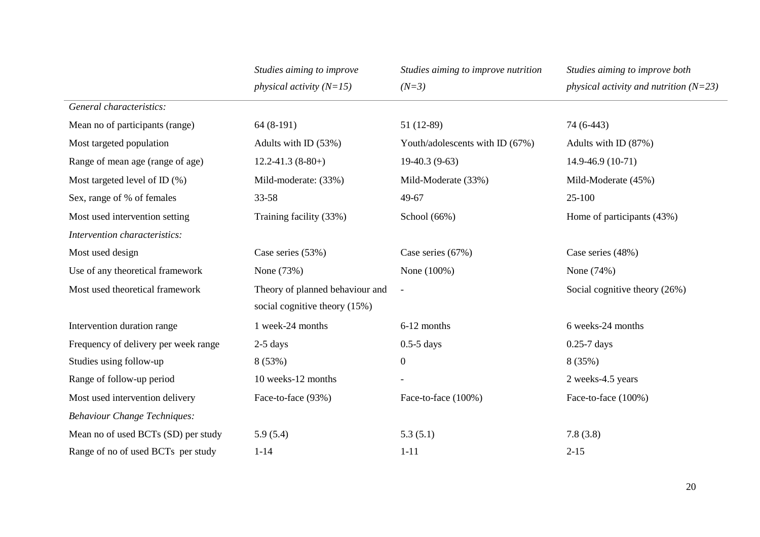| | *Studies aiming to improve physical activity (N=15)* | *Studies aiming to improve nutrition (N=3)* | *Studies aiming to improve both physical activity and nutrition (N=23)* |
|---|---|---|---|
| *General characteristics:* | | | |
| Mean no of participants (range) | 64 (8-191) | 51 (12-89) | 74 (6-443) |
| Most targeted population | Adults with ID (53%) | Youth/adolescents with ID (67%) | Adults with ID (87%) |
| Range of mean age (range of age) | 12.2-41.3 (8-80+) | 19-40.3 (9-63) | 14.9-46.9 (10-71) |
| Most targeted level of ID (%) | Mild-moderate: (33%) | Mild-Moderate (33%) | Mild-Moderate (45%) |
| Sex, range of % of females | 33-58 | 49-67 | 25-100 |
| Most used intervention setting | Training facility (33%) | School (66%) | Home of participants (43%) |
| *Intervention characteristics:* | | | |
| Most used design | Case series (53%) | Case series (67%) | Case series (48%) |
| Use of any theoretical framework | None (73%) | None (100%) | None (74%) |
| Most used theoretical framework | Theory of planned behaviour and social cognitive theory (15%) | - | Social cognitive theory (26%) |
| Intervention duration range | 1 week-24 months | 6-12 months | 6 weeks-24 months |
| Frequency of delivery per week range | 2-5 days | 0.5-5 days | 0.25-7 days |
| Studies using follow-up | 8 (53%) | 0 | 8 (35%) |
| Range of follow-up period | 10 weeks-12 months | - | 2 weeks-4.5 years |
| Most used intervention delivery | Face-to-face (93%) | Face-to-face (100%) | Face-to-face (100%) |
| *Behaviour Change Techniques:* | | | |
| Mean no of used BCTs (SD) per study | 5.9 (5.4) | 5.3 (5.1) | 7.8 (3.8) |
| Range of no of used BCTs per study | 1-14 | 1-11 | 2-15 |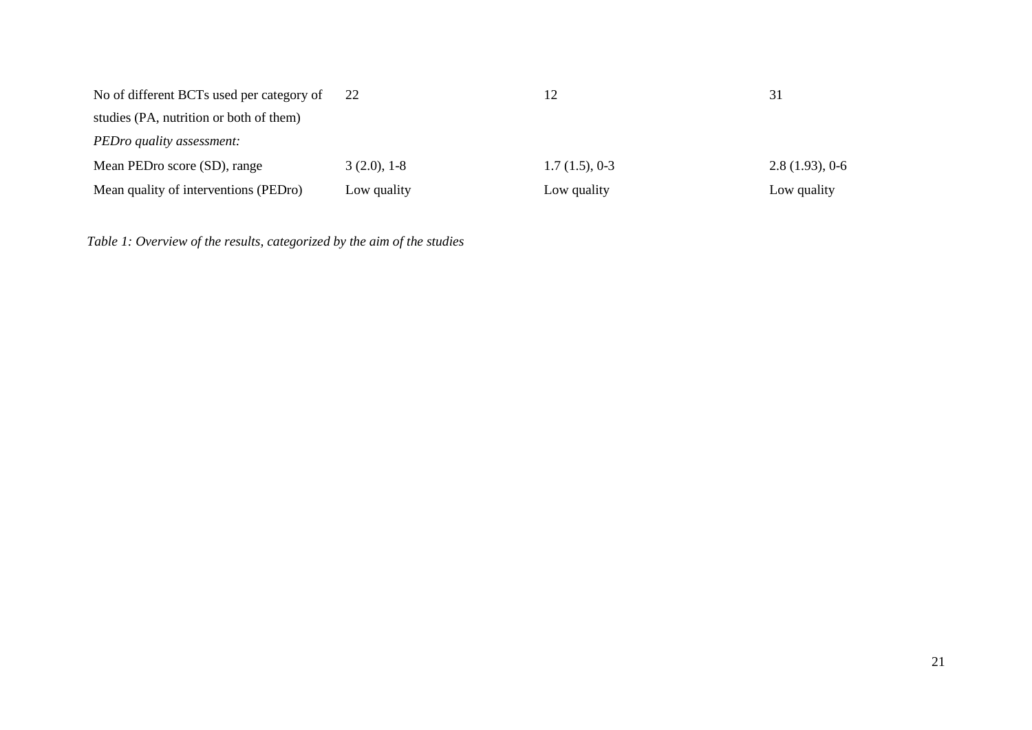| | | | |
|---|---|---|---|
| No of different BCTs used per category of studies (PA, nutrition or both of them) | 22 | 12 | 31 |
| *PEDro quality assessment:* | | | |
| Mean PEDro score (SD), range | 3 (2.0), 1-8 | 1.7 (1.5), 0-3 | 2.8 (1.93), 0-6 |
| Mean quality of interventions (PEDro) | Low quality | Low quality | Low quality |

*Table 1: Overview of the results, categorized by the aim of the studies*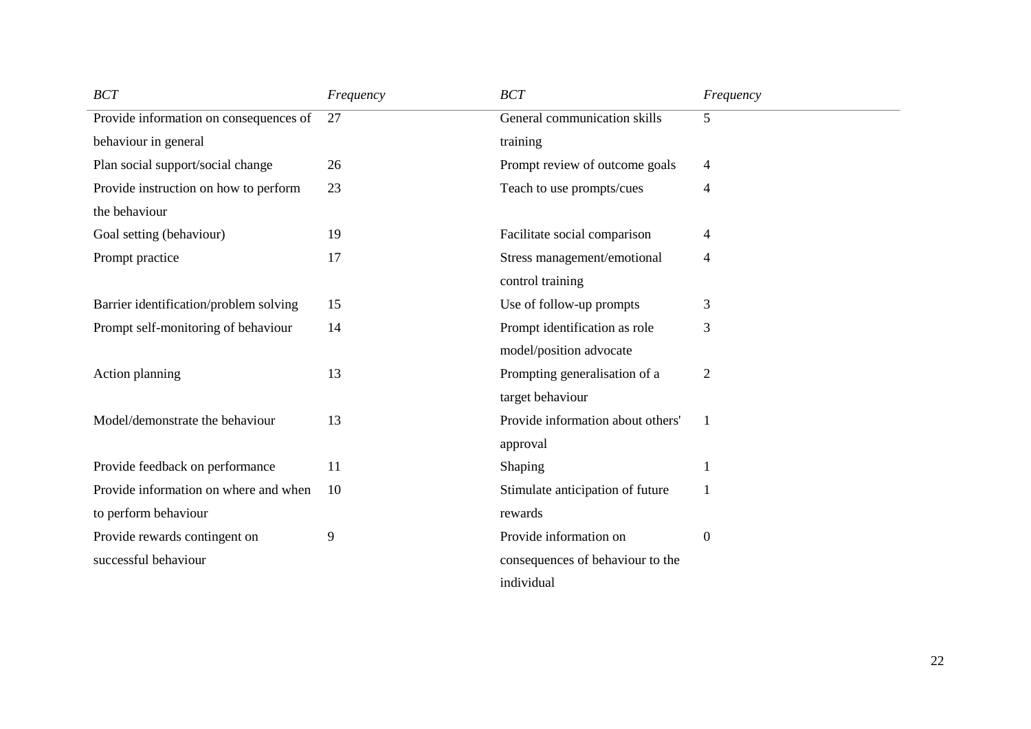| *BCT* | *Frequency* | *BCT* | *Frequency* |
|---|---|---|---|
| Provide information on consequences of behaviour in general | 27 | General communication skills training | 5 |
| Plan social support/social change | 26 | Prompt review of outcome goals | 4 |
| Provide instruction on how to perform the behaviour | 23 | Teach to use prompts/cues | 4 |
| Goal setting (behaviour) | 19 | Facilitate social comparison | 4 |
| Prompt practice | 17 | Stress management/emotional control training | 4 |
| Barrier identification/problem solving | 15 | Use of follow-up prompts | 3 |
| Prompt self-monitoring of behaviour | 14 | Prompt identification as role model/position advocate | 3 |
| Action planning | 13 | Prompting generalisation of a target behaviour | 2 |
| Model/demonstrate the behaviour | 13 | Provide information about others' approval | 1 |
| Provide feedback on performance | 11 | Shaping | 1 |
| Provide information on where and when to perform behaviour | 10 | Stimulate anticipation of future rewards | 1 |
| Provide rewards contingent on successful behaviour | 9 | Provide information on consequences of behaviour to the individual | 0 |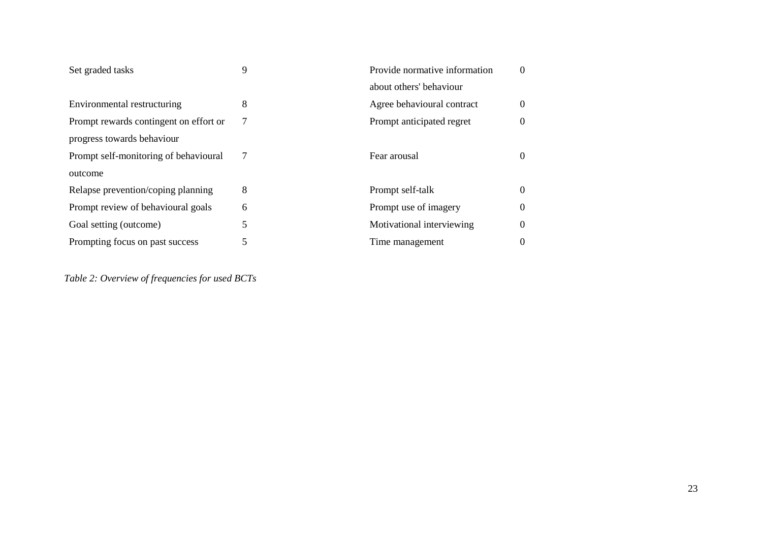| | | | |
|---|---|---|---|
| Set graded tasks | 9 | Provide normative information about others' behaviour | 0 |
| Environmental restructuring | 8 | Agree behavioural contract | 0 |
| Prompt rewards contingent on effort or progress towards behaviour | 7 | Prompt anticipated regret | 0 |
| Prompt self-monitoring of behavioural outcome | 7 | Fear arousal | 0 |
| Relapse prevention/coping planning | 8 | Prompt self-talk | 0 |
| Prompt review of behavioural goals | 6 | Prompt use of imagery | 0 |
| Goal setting (outcome) | 5 | Motivational interviewing | 0 |
| Prompting focus on past success | 5 | Time management | 0 |

*Table 2: Overview of frequencies for used BCTs*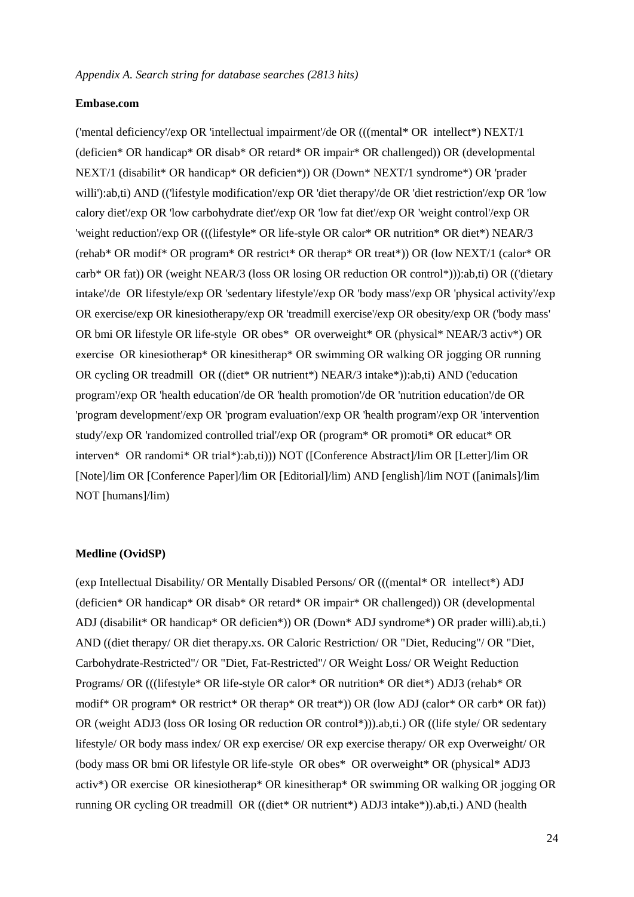*Appendix A. Search string for database searches (2813 hits)*

**Embase.com**

('mental deficiency'/exp OR 'intellectual impairment'/de OR (((mental* OR  intellect*) NEXT/1 (deficien* OR handicap* OR disab* OR retard* OR impair* OR challenged)) OR (developmental NEXT/1 (disabilit* OR handicap* OR deficien*)) OR (Down* NEXT/1 syndrome*) OR 'prader willi'):ab,ti) AND (('lifestyle modification'/exp OR 'diet therapy'/de OR 'diet restriction'/exp OR 'low calory diet'/exp OR 'low carbohydrate diet'/exp OR 'low fat diet'/exp OR 'weight control'/exp OR 'weight reduction'/exp OR (((lifestyle* OR life-style OR calor* OR nutrition* OR diet*) NEAR/3 (rehab* OR modif* OR program* OR restrict* OR therap* OR treat*)) OR (low NEXT/1 (calor* OR carb* OR fat)) OR (weight NEAR/3 (loss OR losing OR reduction OR control*))):ab,ti) OR (('dietary intake'/de  OR lifestyle/exp OR 'sedentary lifestyle'/exp OR 'body mass'/exp OR 'physical activity'/exp OR exercise/exp OR kinesiotherapy/exp OR 'treadmill exercise'/exp OR obesity/exp OR ('body mass' OR bmi OR lifestyle OR life-style  OR obes*  OR overweight* OR (physical* NEAR/3 activ*) OR exercise  OR kinesiotherap* OR kinesitherap* OR swimming OR walking OR jogging OR running OR cycling OR treadmill  OR ((diet* OR nutrient*) NEAR/3 intake*)):ab,ti) AND ('education program'/exp OR 'health education'/de OR 'health promotion'/de OR 'nutrition education'/de OR 'program development'/exp OR 'program evaluation'/exp OR 'health program'/exp OR 'intervention study'/exp OR 'randomized controlled trial'/exp OR (program* OR promoti* OR educat* OR interven*  OR randomi* OR trial*):ab,ti))) NOT ([Conference Abstract]/lim OR [Letter]/lim OR [Note]/lim OR [Conference Paper]/lim OR [Editorial]/lim) AND [english]/lim NOT ([animals]/lim NOT [humans]/lim)

**Medline (OvidSP)**

(exp Intellectual Disability/ OR Mentally Disabled Persons/ OR (((mental* OR  intellect*) ADJ (deficien* OR handicap* OR disab* OR retard* OR impair* OR challenged)) OR (developmental ADJ (disabilit* OR handicap* OR deficien*)) OR (Down* ADJ syndrome*) OR prader willi).ab,ti.) AND ((diet therapy/ OR diet therapy.xs. OR Caloric Restriction/ OR "Diet, Reducing"/ OR "Diet, Carbohydrate-Restricted"/ OR "Diet, Fat-Restricted"/ OR Weight Loss/ OR Weight Reduction Programs/ OR (((lifestyle* OR life-style OR calor* OR nutrition* OR diet*) ADJ3 (rehab* OR modif* OR program* OR restrict* OR therap* OR treat*)) OR (low ADJ (calor* OR carb* OR fat)) OR (weight ADJ3 (loss OR losing OR reduction OR control*))).ab,ti.) OR ((life style/ OR sedentary lifestyle/ OR body mass index/ OR exp exercise/ OR exp exercise therapy/ OR exp Overweight/ OR (body mass OR bmi OR lifestyle OR life-style  OR obes*  OR overweight* OR (physical* ADJ3 activ*) OR exercise  OR kinesiotherap* OR kinesitherap* OR swimming OR walking OR jogging OR running OR cycling OR treadmill  OR ((diet* OR nutrient*) ADJ3 intake*)).ab,ti.) AND (health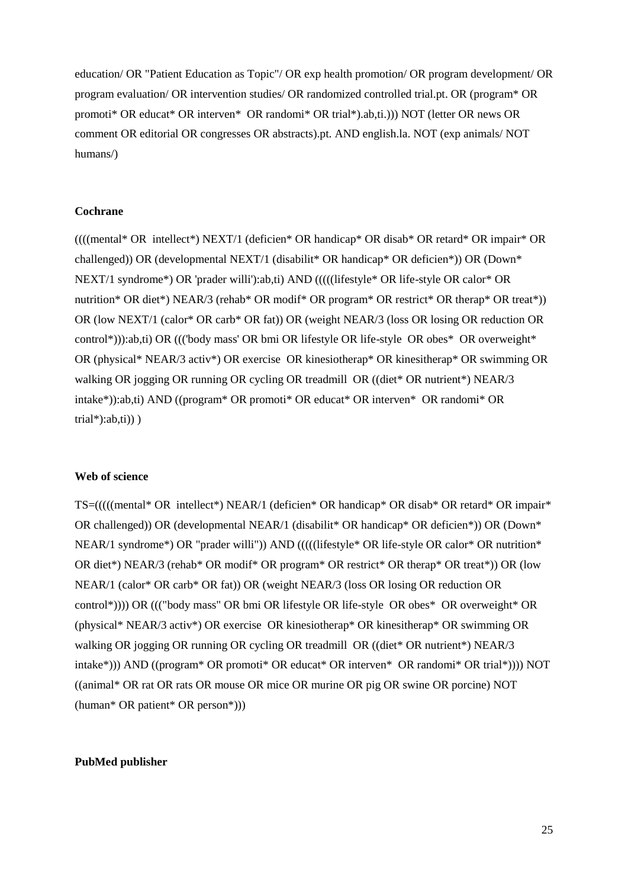education/ OR "Patient Education as Topic"/ OR exp health promotion/ OR program development/ OR program evaluation/ OR intervention studies/ OR randomized controlled trial.pt. OR (program* OR promoti* OR educat* OR interven* OR randomi* OR trial*).ab,ti.))) NOT (letter OR news OR comment OR editorial OR congresses OR abstracts).pt. AND english.la. NOT (exp animals/ NOT humans/)

**Cochrane**

((((mental* OR intellect*) NEXT/1 (deficien* OR handicap* OR disab* OR retard* OR impair* OR challenged)) OR (developmental NEXT/1 (disabilit* OR handicap* OR deficien*)) OR (Down* NEXT/1 syndrome*) OR 'prader willi'):ab,ti) AND (((((lifestyle* OR life-style OR calor* OR nutrition* OR diet*) NEAR/3 (rehab* OR modif* OR program* OR restrict* OR therap* OR treat*)) OR (low NEXT/1 (calor* OR carb* OR fat)) OR (weight NEAR/3 (loss OR losing OR reduction OR control*))):ab,ti) OR ((('body mass' OR bmi OR lifestyle OR life-style OR obes* OR overweight* OR (physical* NEAR/3 activ*) OR exercise OR kinesiotherap* OR kinesitherap* OR swimming OR walking OR jogging OR running OR cycling OR treadmill OR ((diet* OR nutrient*) NEAR/3 intake*)):ab,ti) AND ((program* OR promoti* OR educat* OR interven* OR randomi* OR trial*):ab,ti)) )

**Web of science**

TS=(((((mental* OR intellect*) NEAR/1 (deficien* OR handicap* OR disab* OR retard* OR impair* OR challenged)) OR (developmental NEAR/1 (disabilit* OR handicap* OR deficien*)) OR (Down* NEAR/1 syndrome*) OR "prader willi")) AND (((((lifestyle* OR life-style OR calor* OR nutrition* OR diet*) NEAR/3 (rehab* OR modif* OR program* OR restrict* OR therap* OR treat*)) OR (low NEAR/1 (calor* OR carb* OR fat)) OR (weight NEAR/3 (loss OR losing OR reduction OR control*)))) OR ((("body mass" OR bmi OR lifestyle OR life-style OR obes* OR overweight* OR (physical* NEAR/3 activ*) OR exercise OR kinesiotherap* OR kinesitherap* OR swimming OR walking OR jogging OR running OR cycling OR treadmill OR ((diet* OR nutrient*) NEAR/3 intake*))) AND ((program* OR promoti* OR educat* OR interven* OR randomi* OR trial*)))) NOT ((animal* OR rat OR rats OR mouse OR mice OR murine OR pig OR swine OR porcine) NOT (human* OR patient* OR person*)))

**PubMed publisher**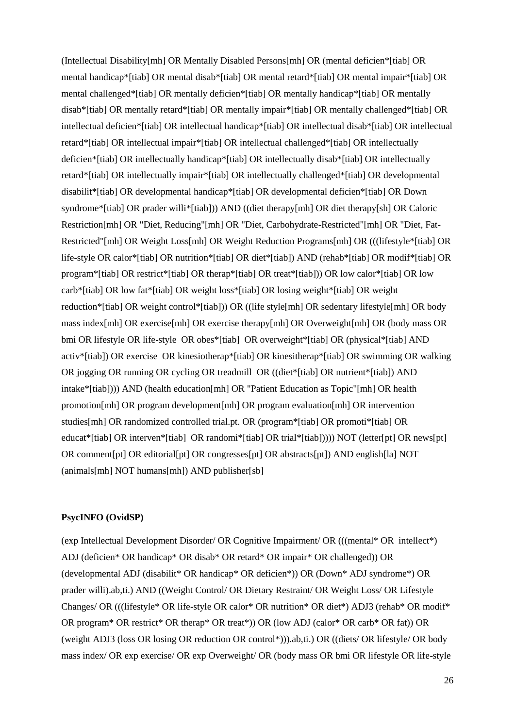(Intellectual Disability[mh] OR Mentally Disabled Persons[mh] OR (mental deficien*[tiab] OR mental handicap*[tiab] OR mental disab*[tiab] OR mental retard*[tiab] OR mental impair*[tiab] OR mental challenged*[tiab] OR mentally deficien*[tiab] OR mentally handicap*[tiab] OR mentally disab*[tiab] OR mentally retard*[tiab] OR mentally impair*[tiab] OR mentally challenged*[tiab] OR intellectual deficien*[tiab] OR intellectual handicap*[tiab] OR intellectual disab*[tiab] OR intellectual retard*[tiab] OR intellectual impair*[tiab] OR intellectual challenged*[tiab] OR intellectually deficien*[tiab] OR intellectually handicap*[tiab] OR intellectually disab*[tiab] OR intellectually retard*[tiab] OR intellectually impair*[tiab] OR intellectually challenged*[tiab] OR developmental disabilit*[tiab] OR developmental handicap*[tiab] OR developmental deficien*[tiab] OR Down syndrome*[tiab] OR prader willi*[tiab])) AND ((diet therapy[mh] OR diet therapy[sh] OR Caloric Restriction[mh] OR "Diet, Reducing"[mh] OR "Diet, Carbohydrate-Restricted"[mh] OR "Diet, Fat-Restricted"[mh] OR Weight Loss[mh] OR Weight Reduction Programs[mh] OR (((lifestyle*[tiab] OR life-style OR calor*[tiab] OR nutrition*[tiab] OR diet*[tiab]) AND (rehab*[tiab] OR modif*[tiab] OR program*[tiab] OR restrict*[tiab] OR therap*[tiab] OR treat*[tiab])) OR low calor*[tiab] OR low carb*[tiab] OR low fat*[tiab] OR weight loss*[tiab] OR losing weight*[tiab] OR weight reduction*[tiab] OR weight control*[tiab])) OR ((life style[mh] OR sedentary lifestyle[mh] OR body mass index[mh] OR exercise[mh] OR exercise therapy[mh] OR Overweight[mh] OR (body mass OR bmi OR lifestyle OR life-style OR obes*[tiab] OR overweight*[tiab] OR (physical*[tiab] AND activ*[tiab]) OR exercise OR kinesiotherap*[tiab] OR kinesitherap*[tiab] OR swimming OR walking OR jogging OR running OR cycling OR treadmill OR ((diet*[tiab] OR nutrient*[tiab]) AND intake*[tiab]))) AND (health education[mh] OR "Patient Education as Topic"[mh] OR health promotion[mh] OR program development[mh] OR program evaluation[mh] OR intervention studies[mh] OR randomized controlled trial.pt. OR (program*[tiab] OR promoti*[tiab] OR educat*[tiab] OR interven*[tiab] OR randomi*[tiab] OR trial*[tiab])))) NOT (letter[pt] OR news[pt] OR comment[pt] OR editorial[pt] OR congresses[pt] OR abstracts[pt]) AND english[la] NOT (animals[mh] NOT humans[mh]) AND publisher[sb]

**PsycINFO (OvidSP)**

(exp Intellectual Development Disorder/ OR Cognitive Impairment/ OR (((mental* OR intellect*) ADJ (deficien* OR handicap* OR disab* OR retard* OR impair* OR challenged)) OR (developmental ADJ (disabilit* OR handicap* OR deficien*)) OR (Down* ADJ syndrome*) OR prader willi).ab,ti.) AND ((Weight Control/ OR Dietary Restraint/ OR Weight Loss/ OR Lifestyle Changes/ OR (((lifestyle* OR life-style OR calor* OR nutrition* OR diet*) ADJ3 (rehab* OR modif* OR program* OR restrict* OR therap* OR treat*)) OR (low ADJ (calor* OR carb* OR fat)) OR (weight ADJ3 (loss OR losing OR reduction OR control*))).ab,ti.) OR ((diets/ OR lifestyle/ OR body mass index/ OR exp exercise/ OR exp Overweight/ OR (body mass OR bmi OR lifestyle OR life-style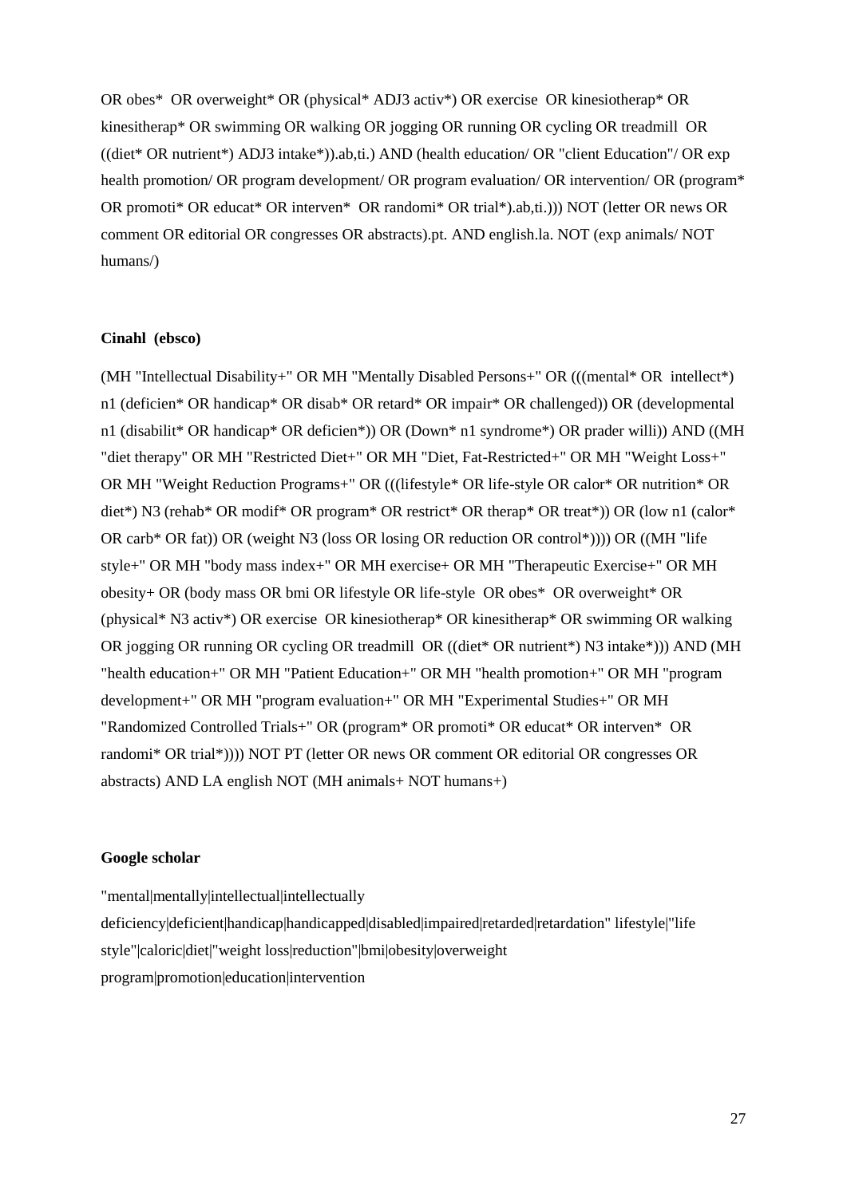OR obes* OR overweight* OR (physical* ADJ3 activ*) OR exercise OR kinesiotherap* OR kinesitherap* OR swimming OR walking OR jogging OR running OR cycling OR treadmill OR ((diet* OR nutrient*) ADJ3 intake*)).ab,ti.) AND (health education/ OR "client Education"/ OR exp health promotion/ OR program development/ OR program evaluation/ OR intervention/ OR (program* OR promoti* OR educat* OR interven* OR randomi* OR trial*).ab,ti.))) NOT (letter OR news OR comment OR editorial OR congresses OR abstracts).pt. AND english.la. NOT (exp animals/ NOT humans/)

**Cinahl (ebsco)**

(MH "Intellectual Disability+" OR MH "Mentally Disabled Persons+" OR (((mental* OR intellect*) n1 (deficien* OR handicap* OR disab* OR retard* OR impair* OR challenged)) OR (developmental n1 (disabilit* OR handicap* OR deficien*)) OR (Down* n1 syndrome*) OR prader willi)) AND ((MH "diet therapy" OR MH "Restricted Diet+" OR MH "Diet, Fat-Restricted+" OR MH "Weight Loss+" OR MH "Weight Reduction Programs+" OR (((lifestyle* OR life-style OR calor* OR nutrition* OR diet*) N3 (rehab* OR modif* OR program* OR restrict* OR therap* OR treat*)) OR (low n1 (calor* OR carb* OR fat)) OR (weight N3 (loss OR losing OR reduction OR control*)))) OR ((MH "life style+" OR MH "body mass index+" OR MH exercise+ OR MH "Therapeutic Exercise+" OR MH obesity+ OR (body mass OR bmi OR lifestyle OR life-style OR obes* OR overweight* OR (physical* N3 activ*) OR exercise OR kinesiotherap* OR kinesitherap* OR swimming OR walking OR jogging OR running OR cycling OR treadmill OR ((diet* OR nutrient*) N3 intake*))) AND (MH "health education+" OR MH "Patient Education+" OR MH "health promotion+" OR MH "program development+" OR MH "program evaluation+" OR MH "Experimental Studies+" OR MH "Randomized Controlled Trials+" OR (program* OR promoti* OR educat* OR interven* OR randomi* OR trial*)))) NOT PT (letter OR news OR comment OR editorial OR congresses OR abstracts) AND LA english NOT (MH animals+ NOT humans+)

**Google scholar**

"mental|mentally|intellectual|intellectually deficiency|deficient|handicap|handicapped|disabled|impaired|retarded|retardation" lifestyle|"life style"|caloric|diet|"weight loss|reduction"|bmi|obesity|overweight program|promotion|education|intervention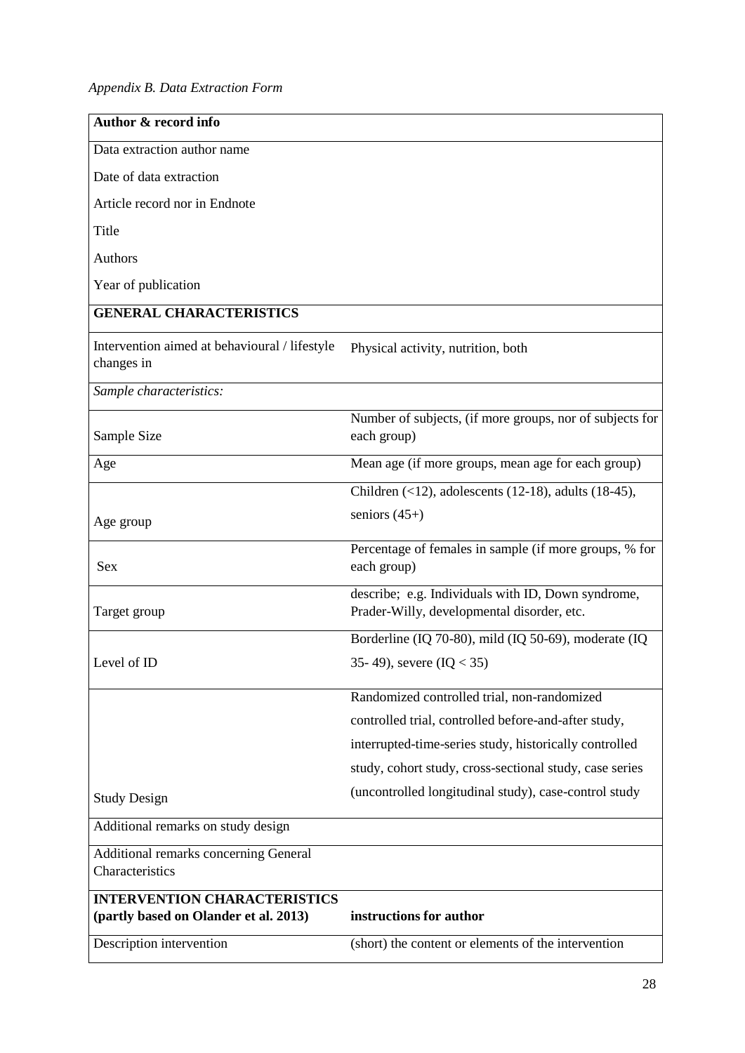*Appendix B. Data Extraction Form*

| **Author & record info** | |
|---|---|
| Data extraction author name<br><br>Date of data extraction<br><br>Article record nor in Endnote<br><br>Title<br><br>Authors<br><br>Year of publication | |
| **GENERAL CHARACTERISTICS** | |
| Intervention aimed at behavioural / lifestyle changes in | Physical activity, nutrition, both |
| *Sample characteristics:* | |
| Sample Size | Number of subjects, (if more groups, nor of subjects for each group) |
| Age | Mean age (if more groups, mean age for each group) |
| Age group | Children (<12), adolescents (12-18), adults (18-45), seniors (45+) |
| Sex | Percentage of females in sample (if more groups, % for each group) |
| Target group | describe; e.g. Individuals with ID, Down syndrome, Prader-Willy, developmental disorder, etc. |
| Level of ID | Borderline (IQ 70-80), mild (IQ 50-69), moderate (IQ 35- 49), severe (IQ < 35) |
| Study Design | Randomized controlled trial, non-randomized controlled trial, controlled before-and-after study, interrupted-time-series study, historically controlled study, cohort study, cross-sectional study, case series (uncontrolled longitudinal study), case-control study |
| Additional remarks on study design | |
| Additional remarks concerning General Characteristics | |
| **INTERVENTION CHARACTERISTICS (partly based on Olander et al. 2013)** | **instructions for author** |
| Description intervention | (short) the content or elements of the intervention |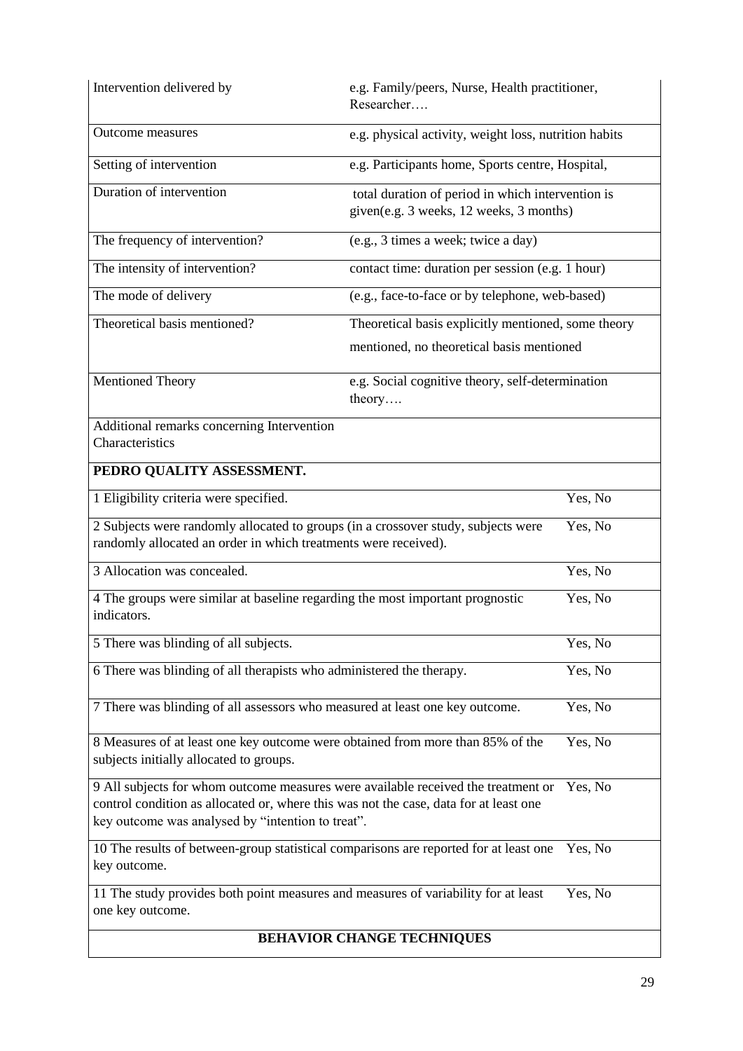| | |
|---|---|
| Intervention delivered by | e.g. Family/peers, Nurse, Health practitioner, Researcher…. |
| Outcome measures | e.g. physical activity, weight loss, nutrition habits |
| Setting of intervention | e.g. Participants home, Sports centre, Hospital, |
| Duration of intervention | total duration of period in which intervention is given(e.g. 3 weeks, 12 weeks, 3 months) |
| The frequency of intervention? | (e.g., 3 times a week; twice a day) |
| The intensity of intervention? | contact time: duration per session (e.g. 1 hour) |
| The mode of delivery | (e.g., face-to-face or by telephone, web-based) |
| Theoretical basis mentioned? | Theoretical basis explicitly mentioned, some theory mentioned, no theoretical basis mentioned |
| Mentioned Theory | e.g. Social cognitive theory, self-determination theory…. |
| Additional remarks concerning Intervention Characteristics | |
| **PEDRO QUALITY ASSESSMENT.** | |
| 1 Eligibility criteria were specified. | Yes, No |
| 2 Subjects were randomly allocated to groups (in a crossover study, subjects were randomly allocated an order in which treatments were received). | Yes, No |
| 3 Allocation was concealed. | Yes, No |
| 4 The groups were similar at baseline regarding the most important prognostic indicators. | Yes, No |
| 5 There was blinding of all subjects. | Yes, No |
| 6 There was blinding of all therapists who administered the therapy. | Yes, No |
| 7 There was blinding of all assessors who measured at least one key outcome. | Yes, No |
| 8 Measures of at least one key outcome were obtained from more than 85% of the subjects initially allocated to groups. | Yes, No |
| 9 All subjects for whom outcome measures were available received the treatment or control condition as allocated or, where this was not the case, data for at least one key outcome was analysed by "intention to treat". | Yes, No |
| 10 The results of between-group statistical comparisons are reported for at least one key outcome. | Yes, No |
| 11 The study provides both point measures and measures of variability for at least one key outcome. | Yes, No |
| **BEHAVIOR CHANGE TECHNIQUES** | |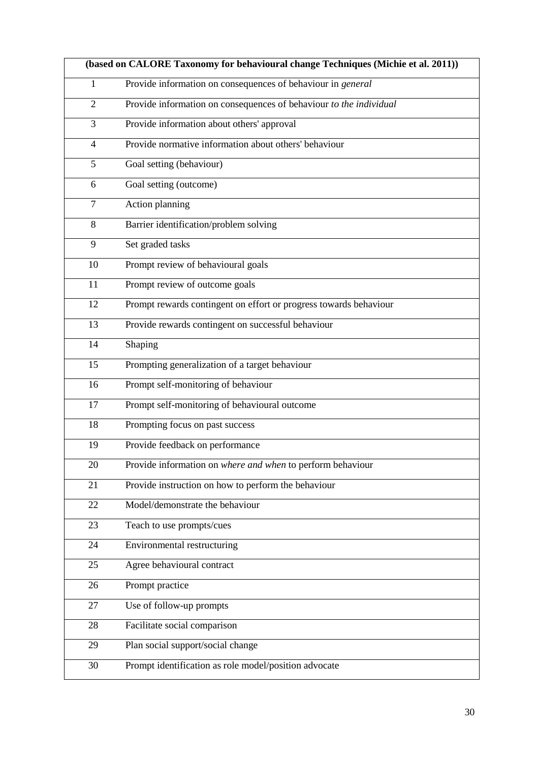| (based on CALORE Taxonomy for behavioural change Techniques (Michie et al. 2011)) | |
|---|---|
| 1 | Provide information on consequences of behaviour in *general* |
| 2 | Provide information on consequences of behaviour *to the individual* |
| 3 | Provide information about others' approval |
| 4 | Provide normative information about others' behaviour |
| 5 | Goal setting (behaviour) |
| 6 | Goal setting (outcome) |
| 7 | Action planning |
| 8 | Barrier identification/problem solving |
| 9 | Set graded tasks |
| 10 | Prompt review of behavioural goals |
| 11 | Prompt review of outcome goals |
| 12 | Prompt rewards contingent on effort or progress towards behaviour |
| 13 | Provide rewards contingent on successful behaviour |
| 14 | Shaping |
| 15 | Prompting generalization of a target behaviour |
| 16 | Prompt self-monitoring of behaviour |
| 17 | Prompt self-monitoring of behavioural outcome |
| 18 | Prompting focus on past success |
| 19 | Provide feedback on performance |
| 20 | Provide information on *where and when* to perform behaviour |
| 21 | Provide instruction on how to perform the behaviour |
| 22 | Model/demonstrate the behaviour |
| 23 | Teach to use prompts/cues |
| 24 | Environmental restructuring |
| 25 | Agree behavioural contract |
| 26 | Prompt practice |
| 27 | Use of follow-up prompts |
| 28 | Facilitate social comparison |
| 29 | Plan social support/social change |
| 30 | Prompt identification as role model/position advocate |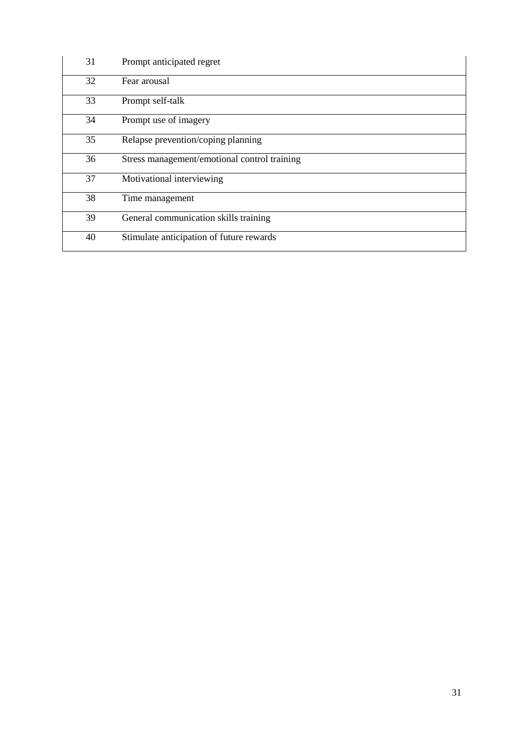| | |
|---|---|
| 31 | Prompt anticipated regret |
| 32 | Fear arousal |
| 33 | Prompt self-talk |
| 34 | Prompt use of imagery |
| 35 | Relapse prevention/coping planning |
| 36 | Stress management/emotional control training |
| 37 | Motivational interviewing |
| 38 | Time management |
| 39 | General communication skills training |
| 40 | Stimulate anticipation of future rewards |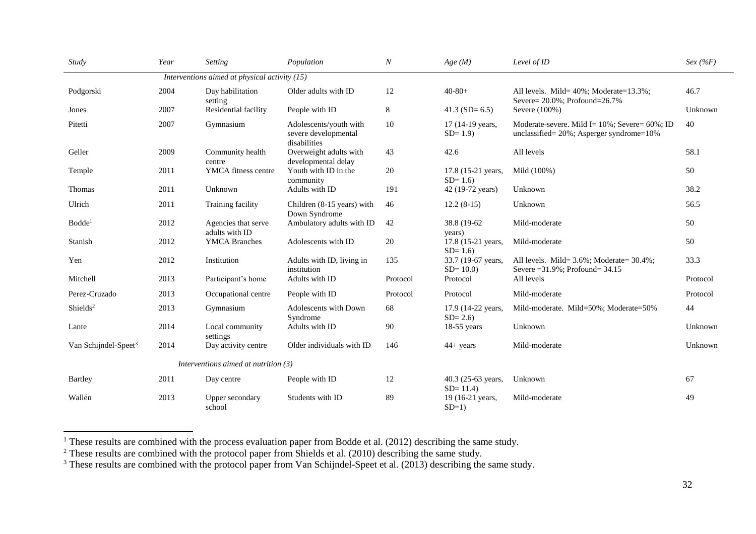| Study | Year | Setting | Population | N | Age (M) | Level of ID | Sex (%F) |
|---|---|---|---|---|---|---|---|
| *Interventions aimed at physical activity (15)* | | | | | | | |
| Podgorski | 2004 | Day habilitation setting | Older adults with ID | 12 | 40-80+ | All levels. Mild= 40%; Moderate=13.3%; Severe= 20.0%; Profound=26.7% | 46.7 |
| Jones | 2007 | Residential facility | People with ID | 8 | 41.3 (SD= 6.5) | Severe (100%) | Unknown |
| Pitetti | 2007 | Gymnasium | Adolescents/youth with severe developmental disabilities | 10 | 17 (14-19 years, SD= 1.9) | Moderate-severe. Mild I= 10%; Severe= 60%; ID unclassified= 20%; Asperger syndrome=10% | 40 |
| Geller | 2009 | Community health centre | Overweight adults with developmental delay | 43 | 42.6 | All levels | 58.1 |
| Temple | 2011 | YMCA fitness centre | Youth with ID in the community | 20 | 17.8 (15-21 years, SD= 1.6) | Mild (100%) | 50 |
| Thomas | 2011 | Unknown | Adults with ID | 191 | 42 (19-72 years) | Unknown | 38.2 |
| Ulrich | 2011 | Training facility | Children (8-15 years) with Down Syndrome | 46 | 12.2 (8-15) | Unknown | 56.5 |
| Bodde[1] | 2012 | Agencies that serve adults with ID | Ambulatory adults with ID | 42 | 38.8 (19-62 years) | Mild-moderate | 50 |
| Stanish | 2012 | YMCA Branches | Adolescents with ID | 20 | 17.8 (15-21 years, SD= 1.6) | Mild-moderate | 50 |
| Yen | 2012 | Institution | Adults with ID, living in institution | 135 | 33.7 (19-67 years, SD= 10.0) | All levels. Mild= 3.6%; Moderate= 30.4%; Severe =31.9%; Profound= 34.15 | 33.3 |
| Mitchell | 2013 | Participant's home | Adults with ID | Protocol | Protocol | All levels | Protocol |
| Perez-Cruzado | 2013 | Occupational centre | People with ID | Protocol | Protocol | Mild-moderate | Protocol |
| Shields[2] | 2013 | Gymnasium | Adolescents with Down Syndrome | 68 | 17.9 (14-22 years, SD= 2.6) | Mild-moderate. Mild=50%; Moderate=50% | 44 |
| Lante | 2014 | Local community settings | Adults with ID | 90 | 18-55 years | Unknown | Unknown |
| Van Schijndel-Speet[3] | 2014 | Day activity centre | Older individuals with ID | 146 | 44+ years | Mild-moderate | Unknown |
| *Interventions aimed at nutrition (3)* | | | | | | | |
| Bartley | 2011 | Day centre | People with ID | 12 | 40.3 (25-63 years, SD= 11.4) | Unknown | 67 |
| Wallén | 2013 | Upper secondary school | Students with ID | 89 | 19 (16-21 years, SD=1) | Mild-moderate | 49 |

[1] These results are combined with the process evaluation paper from Bodde et al. (2012) describing the same study.

[2] These results are combined with the protocol paper from Shields et al. (2010) describing the same study.

[3] These results are combined with the protocol paper from Van Schijndel-Speet et al. (2013) describing the same study.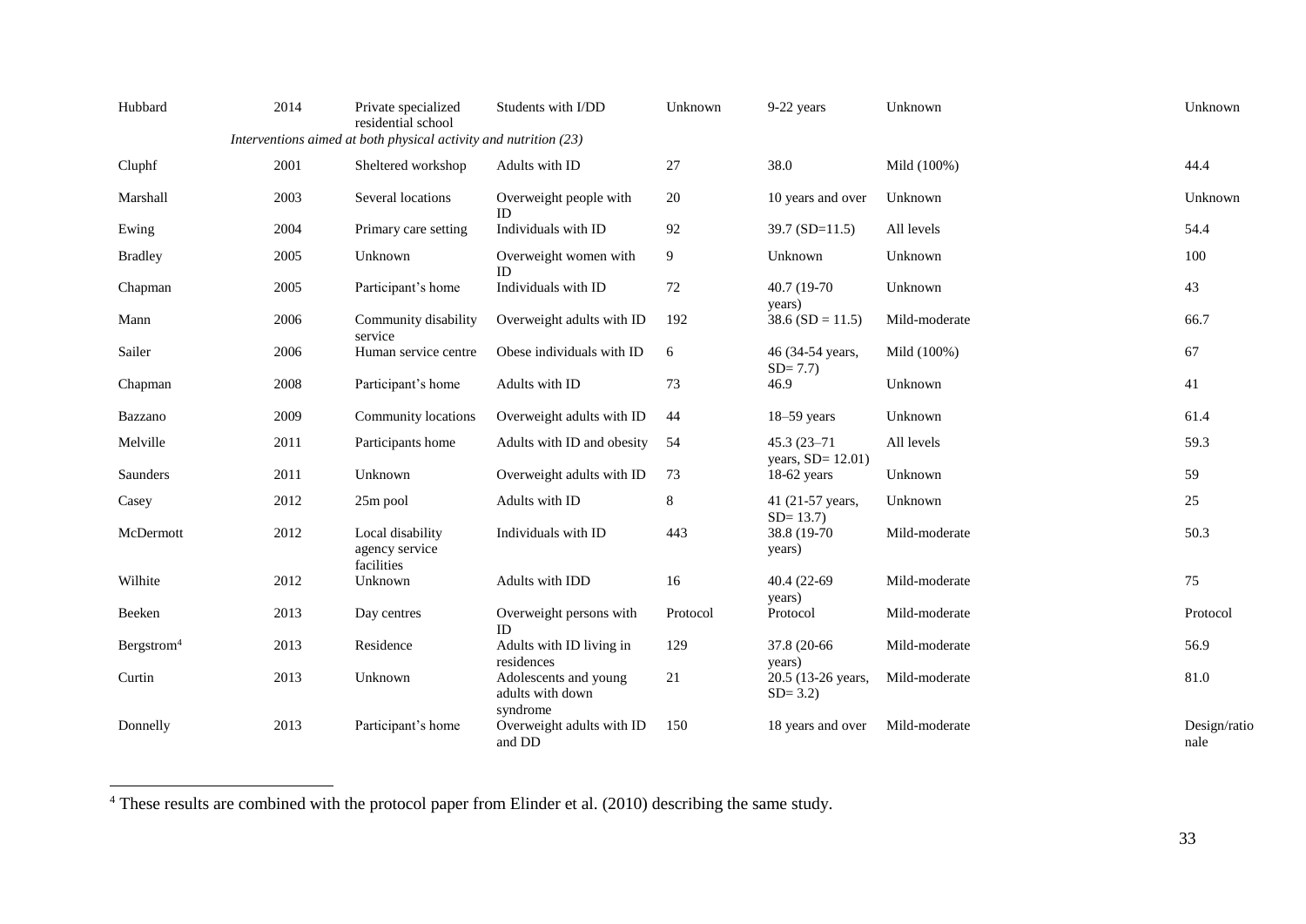| | | | | | | | |
|---|---|---|---|---|---|---|---|
| Hubbard | 2014 | Private specialized residential school | Students with I/DD | Unknown | 9-22 years | Unknown | Unknown |
| | | *Interventions aimed at both physical activity and nutrition (23)* | | | | | |
| Cluphf | 2001 | Sheltered workshop | Adults with ID | 27 | 38.0 | Mild (100%) | 44.4 |
| Marshall | 2003 | Several locations | Overweight people with ID | 20 | 10 years and over | Unknown | Unknown |
| Ewing | 2004 | Primary care setting | Individuals with ID | 92 | 39.7 (SD=11.5) | All levels | 54.4 |
| Bradley | 2005 | Unknown | Overweight women with ID | 9 | Unknown | Unknown | 100 |
| Chapman | 2005 | Participant's home | Individuals with ID | 72 | 40.7 (19-70 years) | Unknown | 43 |
| Mann | 2006 | Community disability service | Overweight adults with ID | 192 | 38.6 (SD = 11.5) | Mild-moderate | 66.7 |
| Sailer | 2006 | Human service centre | Obese individuals with ID | 6 | 46 (34-54 years, SD= 7.7) | Mild (100%) | 67 |
| Chapman | 2008 | Participant's home | Adults with ID | 73 | 46.9 | Unknown | 41 |
| Bazzano | 2009 | Community locations | Overweight adults with ID | 44 | 18–59 years | Unknown | 61.4 |
| Melville | 2011 | Participants home | Adults with ID and obesity | 54 | 45.3 (23–71 years, SD= 12.01) | All levels | 59.3 |
| Saunders | 2011 | Unknown | Overweight adults with ID | 73 | 18-62 years | Unknown | 59 |
| Casey | 2012 | 25m pool | Adults with ID | 8 | 41 (21-57 years, SD= 13.7) | Unknown | 25 |
| McDermott | 2012 | Local disability agency service facilities | Individuals with ID | 443 | 38.8 (19-70 years) | Mild-moderate | 50.3 |
| Wilhite | 2012 | Unknown | Adults with IDD | 16 | 40.4 (22-69 years) | Mild-moderate | 75 |
| Beeken | 2013 | Day centres | Overweight persons with ID | Protocol | Protocol | Mild-moderate | Protocol |
| Bergstrom[4] | 2013 | Residence | Adults with ID living in residences | 129 | 37.8 (20-66 years) | Mild-moderate | 56.9 |
| Curtin | 2013 | Unknown | Adolescents and young adults with down syndrome | 21 | 20.5 (13-26 years, SD= 3.2) | Mild-moderate | 81.0 |
| Donnelly | 2013 | Participant's home | Overweight adults with ID and DD | 150 | 18 years and over | Mild-moderate | Design/rationale |

[4] These results are combined with the protocol paper from Elinder et al. (2010) describing the same study.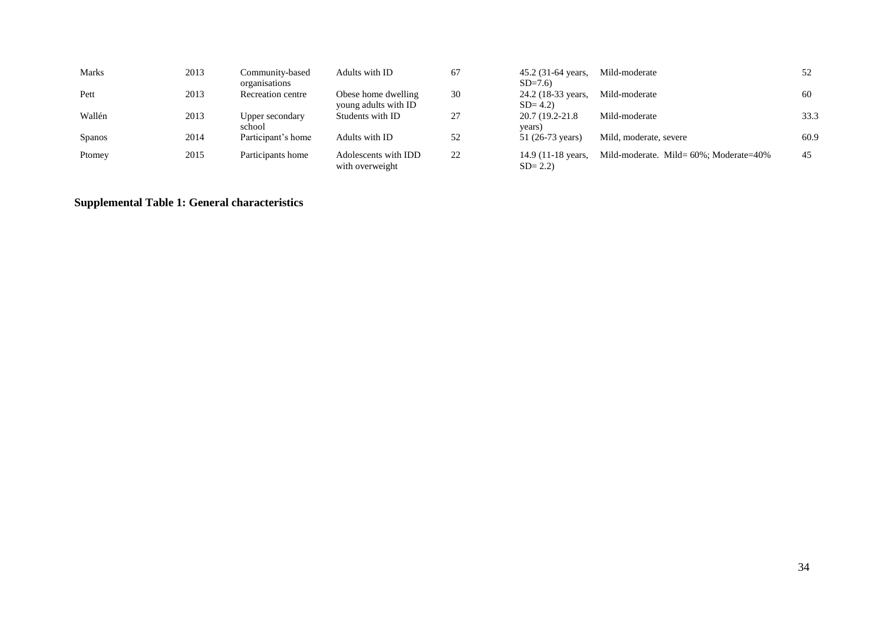| | | | | | | | |
|---|---|---|---|---|---|---|---|
| Marks | 2013 | Community-based organisations | Adults with ID | 67 | 45.2 (31-64 years, SD=7.6) | Mild-moderate | 52 |
| Pett | 2013 | Recreation centre | Obese home dwelling young adults with ID | 30 | 24.2 (18-33 years, SD= 4.2) | Mild-moderate | 60 |
| Wallén | 2013 | Upper secondary school | Students with ID | 27 | 20.7 (19.2-21.8 years) | Mild-moderate | 33.3 |
| Spanos | 2014 | Participant's home | Adults with ID | 52 | 51 (26-73 years) | Mild, moderate, severe | 60.9 |
| Ptomey | 2015 | Participants home | Adolescents with IDD with overweight | 22 | 14.9 (11-18 years, SD= 2.2) | Mild-moderate. Mild= 60%; Moderate=40% | 45 |

**Supplemental Table 1: General characteristics**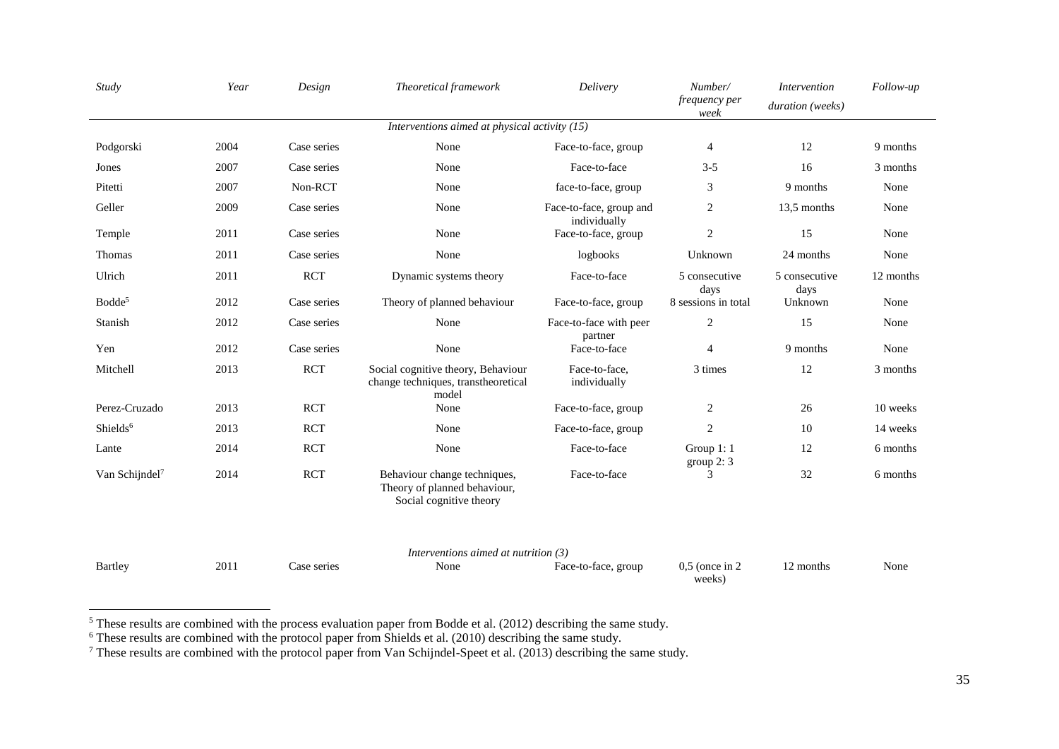| *Study* | *Year* | *Design* | *Theoretical framework* | *Delivery* | *Number/ frequency per week* | *Intervention duration (weeks)* | *Follow-up* |
|---|---|---|---|---|---|---|---|
| | | | *Interventions aimed at physical activity (15)* | | | | |
| Podgorski | 2004 | Case series | None | Face-to-face, group | 4 | 12 | 9 months |
| Jones | 2007 | Case series | None | Face-to-face | 3-5 | 16 | 3 months |
| Pitetti | 2007 | Non-RCT | None | face-to-face, group | 3 | 9 months | None |
| Geller | 2009 | Case series | None | Face-to-face, group and individually | 2 | 13,5 months | None |
| Temple | 2011 | Case series | None | Face-to-face, group | 2 | 15 | None |
| Thomas | 2011 | Case series | None | logbooks | Unknown | 24 months | None |
| Ulrich | 2011 | RCT | Dynamic systems theory | Face-to-face | 5 consecutive days | 5 consecutive days | 12 months |
| Bodde[5] | 2012 | Case series | Theory of planned behaviour | Face-to-face, group | 8 sessions in total | Unknown | None |
| Stanish | 2012 | Case series | None | Face-to-face with peer partner | 2 | 15 | None |
| Yen | 2012 | Case series | None | Face-to-face | 4 | 9 months | None |
| Mitchell | 2013 | RCT | Social cognitive theory, Behaviour change techniques, transtheoretical model | Face-to-face, individually | 3 times | 12 | 3 months |
| Perez-Cruzado | 2013 | RCT | None | Face-to-face, group | 2 | 26 | 10 weeks |
| Shields[6] | 2013 | RCT | None | Face-to-face, group | 2 | 10 | 14 weeks |
| Lante | 2014 | RCT | None | Face-to-face | Group 1: 1 group 2: 3 | 12 | 6 months |
| Van Schijndel[7] | 2014 | RCT | Behaviour change techniques, Theory of planned behaviour, Social cognitive theory | Face-to-face | 3 | 32 | 6 months |
| | | | *Interventions aimed at nutrition (3)* | | | | |
| Bartley | 2011 | Case series | None | Face-to-face, group | 0,5 (once in 2 weeks) | 12 months | None |

[5] These results are combined with the process evaluation paper from Bodde et al. (2012) describing the same study.

[6] These results are combined with the protocol paper from Shields et al. (2010) describing the same study.

[7] These results are combined with the protocol paper from Van Schijndel-Speet et al. (2013) describing the same study.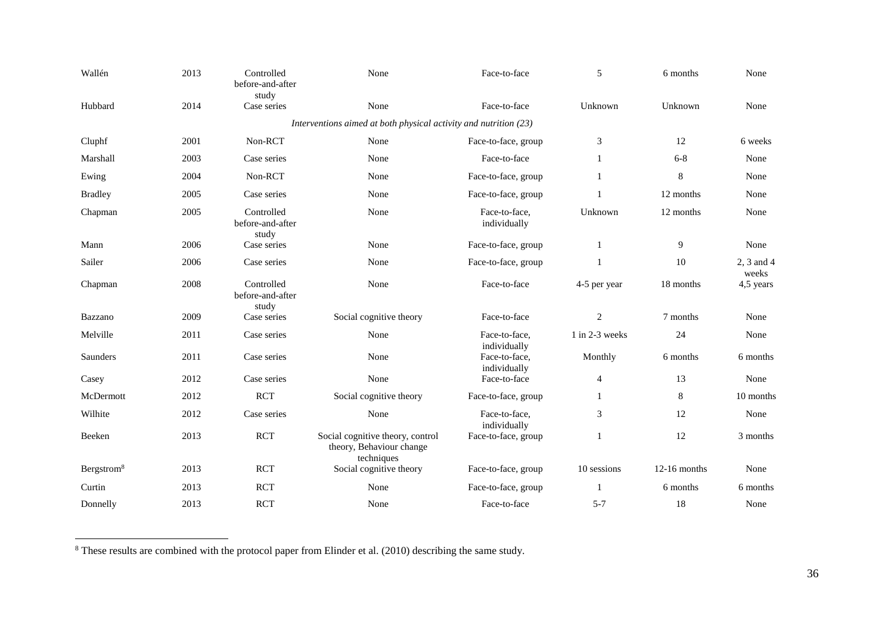| | | | | | | | |
|---|---|---|---|---|---|---|---|
| Wallén | 2013 | Controlled before-and-after study | None | Face-to-face | 5 | 6 months | None |
| Hubbard | 2014 | Case series | None | Face-to-face | Unknown | Unknown | None |
| *Interventions aimed at both physical activity and nutrition (23)* | | | | | | | |
| Cluphf | 2001 | Non-RCT | None | Face-to-face, group | 3 | 12 | 6 weeks |
| Marshall | 2003 | Case series | None | Face-to-face | 1 | 6-8 | None |
| Ewing | 2004 | Non-RCT | None | Face-to-face, group | 1 | 8 | None |
| Bradley | 2005 | Case series | None | Face-to-face, group | 1 | 12 months | None |
| Chapman | 2005 | Controlled before-and-after study | None | Face-to-face, individually | Unknown | 12 months | None |
| Mann | 2006 | Case series | None | Face-to-face, group | 1 | 9 | None |
| Sailer | 2006 | Case series | None | Face-to-face, group | 1 | 10 | 2, 3 and 4 weeks |
| Chapman | 2008 | Controlled before-and-after study | None | Face-to-face | 4-5 per year | 18 months | 4,5 years |
| Bazzano | 2009 | Case series | Social cognitive theory | Face-to-face | 2 | 7 months | None |
| Melville | 2011 | Case series | None | Face-to-face, individually | 1 in 2-3 weeks | 24 | None |
| Saunders | 2011 | Case series | None | Face-to-face, individually | Monthly | 6 months | 6 months |
| Casey | 2012 | Case series | None | Face-to-face | 4 | 13 | None |
| McDermott | 2012 | RCT | Social cognitive theory | Face-to-face, group | 1 | 8 | 10 months |
| Wilhite | 2012 | Case series | None | Face-to-face, individually | 3 | 12 | None |
| Beeken | 2013 | RCT | Social cognitive theory, control theory, Behaviour change techniques | Face-to-face, group | 1 | 12 | 3 months |
| Bergstrom[8] | 2013 | RCT | Social cognitive theory | Face-to-face, group | 10 sessions | 12-16 months | None |
| Curtin | 2013 | RCT | None | Face-to-face, group | 1 | 6 months | 6 months |
| Donnelly | 2013 | RCT | None | Face-to-face | 5-7 | 18 | None |

[8] These results are combined with the protocol paper from Elinder et al. (2010) describing the same study.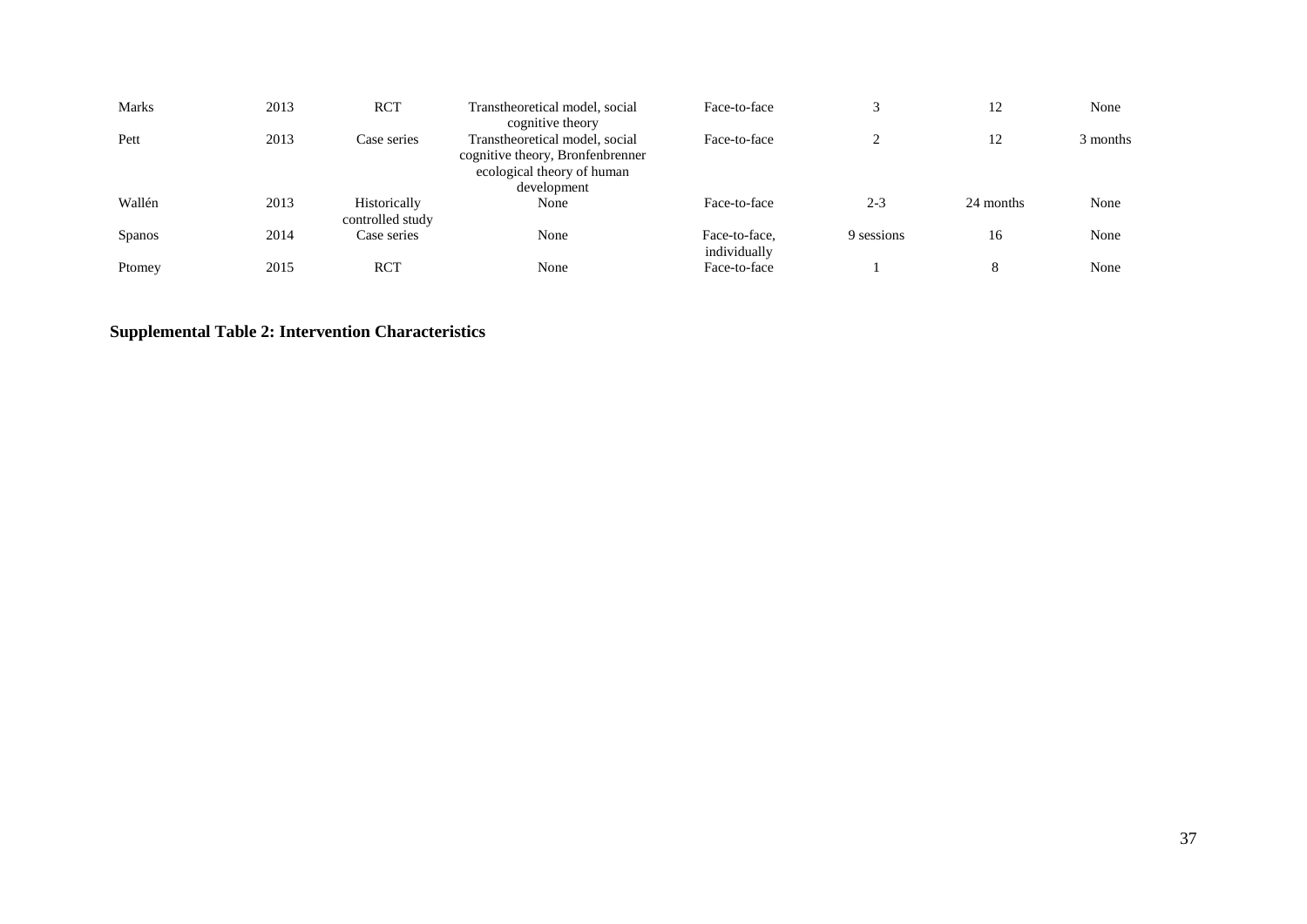| | | | | | | | |
|---|---|---|---|---|---|---|---|
| Marks | 2013 | RCT | Transtheoretical model, social cognitive theory | Face-to-face | 3 | 12 | None |
| Pett | 2013 | Case series | Transtheoretical model, social cognitive theory, Bronfenbrenner ecological theory of human development | Face-to-face | 2 | 12 | 3 months |
| Wallén | 2013 | Historically controlled study | None | Face-to-face | 2-3 | 24 months | None |
| Spanos | 2014 | Case series | None | Face-to-face, individually | 9 sessions | 16 | None |
| Ptomey | 2015 | RCT | None | Face-to-face | 1 | 8 | None |

**Supplemental Table 2: Intervention Characteristics**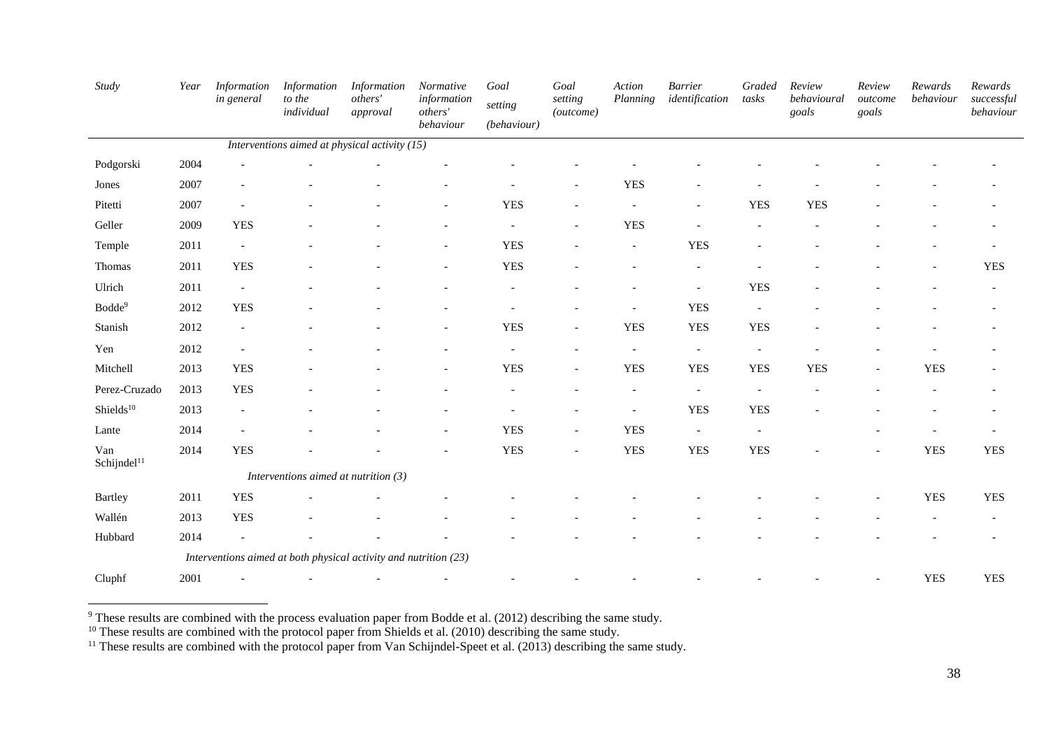| *Study* | *Year* | *Information in general* | *Information to the individual* | *Information others' approval* | *Normative information others' behaviour* | *Goal setting (behaviour)* | *Goal setting (outcome)* | *Action Planning* | *Barrier identification* | *Graded tasks* | *Review behavioural goals* | *Review outcome goals* | *Rewards behaviour* | *Rewards successful behaviour* |
|---|---|---|---|---|---|---|---|---|---|---|---|---|---|---|
| | | *Interventions aimed at physical activity (15)* | | | | | | | | | | | | |
| Podgorski | 2004 | - | - | - | - | - | - | - | - | - | - | - | - | - |
| Jones | 2007 | - | - | - | - | - | - | YES | - | - | - | - | - | - |
| Pitetti | 2007 | - | - | - | - | YES | - | - | - | YES | YES | - | - | - |
| Geller | 2009 | YES | - | - | - | - | - | YES | - | - | - | - | - | - |
| Temple | 2011 | - | - | - | - | YES | - | - | YES | - | - | - | - | - |
| Thomas | 2011 | YES | - | - | - | YES | - | - | - | - | - | - | - | YES |
| Ulrich | 2011 | - | - | - | - | - | - | - | - | YES | - | - | - | - |
| Bodde[9] | 2012 | YES | - | - | - | - | - | - | YES | - | - | - | - | - |
| Stanish | 2012 | - | - | - | - | YES | - | YES | YES | YES | - | - | - | - |
| Yen | 2012 | - | - | - | - | - | - | - | - | - | - | - | - | - |
| Mitchell | 2013 | YES | - | - | - | YES | - | YES | YES | YES | YES | - | YES | - |
| Perez-Cruzado | 2013 | YES | - | - | - | - | - | - | - | - | - | - | - | - |
| Shields[10] | 2013 | - | - | - | - | - | - | - | YES | YES | - | - | - | - |
| Lante | 2014 | - | - | - | - | YES | - | YES | - | - | | - | - | - |
| Van Schijndel[11] | 2014 | YES | - | - | - | YES | - | YES | YES | YES | - | - | YES | YES |
| | | *Interventions aimed at nutrition (3)* | | | | | | | | | | | | |
| Bartley | 2011 | YES | - | - | - | - | - | - | - | - | - | - | YES | YES |
| Wallén | 2013 | YES | - | - | - | - | - | - | - | - | - | - | - | - |
| Hubbard | 2014 | - | - | - | - | - | - | - | - | - | - | - | - | - |
| | | *Interventions aimed at both physical activity and nutrition (23)* | | | | | | | | | | | | |
| Cluphf | 2001 | - | - | - | - | - | - | - | - | - | - | - | YES | YES |

[9] These results are combined with the process evaluation paper from Bodde et al. (2012) describing the same study.

[10] These results are combined with the protocol paper from Shields et al. (2010) describing the same study.

[11] These results are combined with the protocol paper from Van Schijndel-Speet et al. (2013) describing the same study.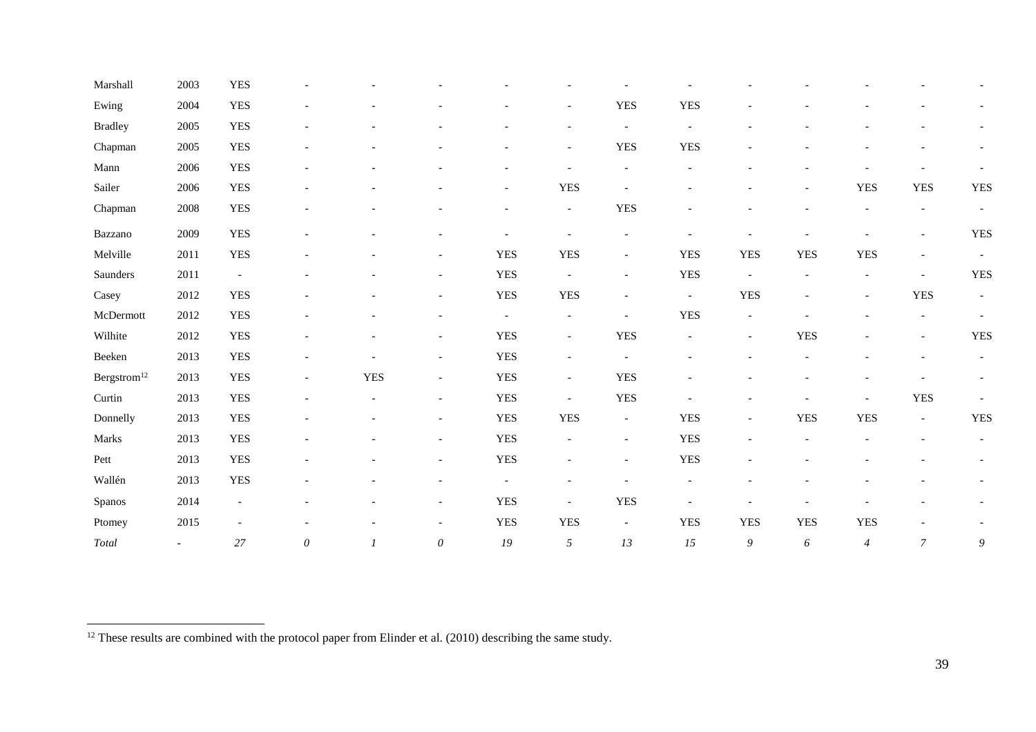| | | | | | | | | | | | | | | |
|---|---|---|---|---|---|---|---|---|---|---|---|---|---|---|
| Marshall | 2003 | YES | - | - | - | - | - | - | - | - | - | - | - | - |
| Ewing | 2004 | YES | - | - | - | - | - | YES | YES | - | - | - | - | - |
| Bradley | 2005 | YES | - | - | - | - | - | - | - | - | - | - | - | - |
| Chapman | 2005 | YES | - | - | - | - | - | YES | YES | - | - | - | - | - |
| Mann | 2006 | YES | - | - | - | - | - | - | - | - | - | - | - | - |
| Sailer | 2006 | YES | - | - | - | - | YES | - | - | - | - | YES | YES | YES |
| Chapman | 2008 | YES | - | - | - | - | - | YES | - | - | - | - | - | - |
| Bazzano | 2009 | YES | - | - | - | - | - | - | - | - | - | - | - | YES |
| Melville | 2011 | YES | - | - | - | YES | YES | - | YES | YES | YES | YES | - | - |
| Saunders | 2011 | - | - | - | - | YES | - | - | YES | - | - | - | - | YES |
| Casey | 2012 | YES | - | - | - | YES | YES | - | - | YES | - | - | YES | - |
| McDermott | 2012 | YES | - | - | - | - | - | - | YES | - | - | - | - | - |
| Wilhite | 2012 | YES | - | - | - | YES | - | YES | - | - | YES | - | - | YES |
| Beeken | 2013 | YES | - | - | - | YES | - | - | - | - | - | - | - | - |
| Bergstrom[12] | 2013 | YES | - | YES | - | YES | - | YES | - | - | - | - | - | - |
| Curtin | 2013 | YES | - | - | - | YES | - | YES | - | - | - | - | YES | - |
| Donnelly | 2013 | YES | - | - | - | YES | YES | - | YES | - | YES | YES | - | YES |
| Marks | 2013 | YES | - | - | - | YES | - | - | YES | - | - | - | - | - |
| Pett | 2013 | YES | - | - | - | YES | - | - | YES | - | - | - | - | - |
| Wallén | 2013 | YES | - | - | - | - | - | - | - | - | - | - | - | - |
| Spanos | 2014 | - | - | - | - | YES | - | YES | - | - | - | - | - | - |
| Ptomey | 2015 | - | - | - | - | YES | YES | - | YES | YES | YES | YES | - | - |
| *Total* | - | *27* | *0* | *1* | *0* | *19* | *5* | *13* | *15* | *9* | *6* | *4* | *7* | *9* |

[12] These results are combined with the protocol paper from Elinder et al. (2010) describing the same study.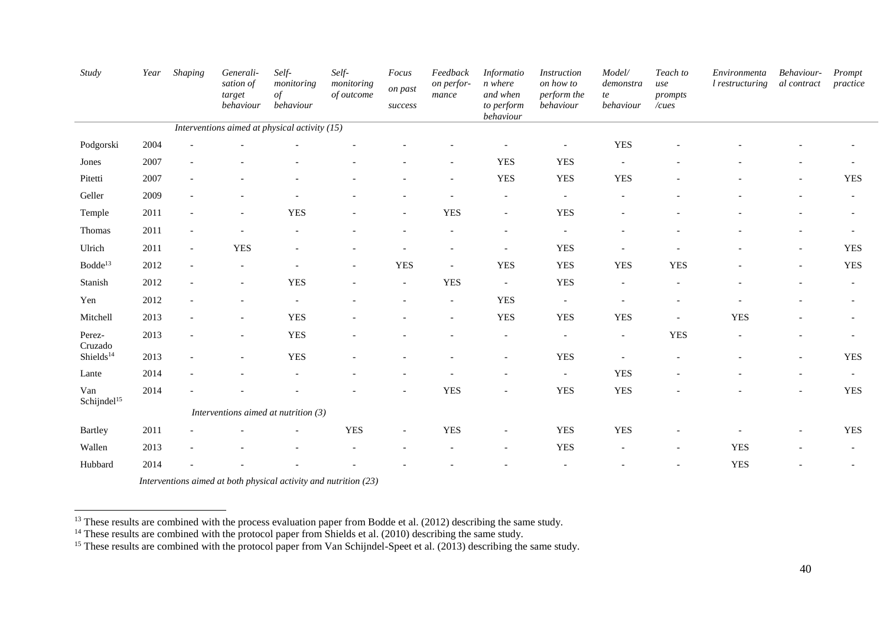| Study | Year | Shaping | Generali-sation of target behaviour | Self-monitoring of behaviour | Self-monitoring of outcome | Focus on past success | Feedback on perfor-mance | Information where and when to perform behaviour | Instruction on how to perform the behaviour | Model/ demonstrate behaviour | Teach to use prompts /cues | Environmental restructuring | Behaviour-al contract | Prompt practice |
|---|---|---|---|---|---|---|---|---|---|---|---|---|---|---|
| *Interventions aimed at physical activity (15)* | | | | | | | | | | | | | | |
| Podgorski | 2004 | - | - | - | - | - | - | - | - | YES | - | - | - | - |
| Jones | 2007 | - | - | - | - | - | - | YES | YES | - | - | - | - | - |
| Pitetti | 2007 | - | - | - | - | - | - | YES | YES | YES | - | - | - | YES |
| Geller | 2009 | - | - | - | - | - | - | - | - | - | - | - | - | - |
| Temple | 2011 | - | - | YES | - | - | YES | - | YES | - | - | - | - | - |
| Thomas | 2011 | - | - | - | - | - | - | - | - | - | - | - | - | - |
| Ulrich | 2011 | - | YES | - | - | - | - | - | YES | - | - | - | - | YES |
| Bodde[13] | 2012 | - | - | - | - | YES | - | YES | YES | YES | YES | - | - | YES |
| Stanish | 2012 | - | - | YES | - | - | YES | - | YES | - | - | - | - | - |
| Yen | 2012 | - | - | - | - | - | - | YES | - | - | - | - | - | - |
| Mitchell | 2013 | - | - | YES | - | - | - | YES | YES | YES | - | YES | - | - |
| Perez-Cruzado | 2013 | - | - | YES | - | - | - | - | - | - | YES | - | - | - |
| Shields[14] | 2013 | - | - | YES | - | - | - | - | YES | - | - | - | - | YES |
| Lante | 2014 | - | - | - | - | - | - | - | - | YES | - | - | - | - |
| Van Schijndel[15] | 2014 | - | - | - | - | - | YES | - | YES | YES | - | - | - | YES |
| *Interventions aimed at nutrition (3)* | | | | | | | | | | | | | | |
| Bartley | 2011 | - | - | - | YES | - | YES | - | YES | YES | - | - | - | YES |
| Wallen | 2013 | - | - | - | - | - | - | - | YES | - | - | YES | - | - |
| Hubbard | 2014 | - | - | - | - | - | - | - | - | - | - | YES | - | - |
| *Interventions aimed at both physical activity and nutrition (23)* | | | | | | | | | | | | | | |

[13] These results are combined with the process evaluation paper from Bodde et al. (2012) describing the same study.

[14] These results are combined with the protocol paper from Shields et al. (2010) describing the same study.

[15] These results are combined with the protocol paper from Van Schijndel-Speet et al. (2013) describing the same study.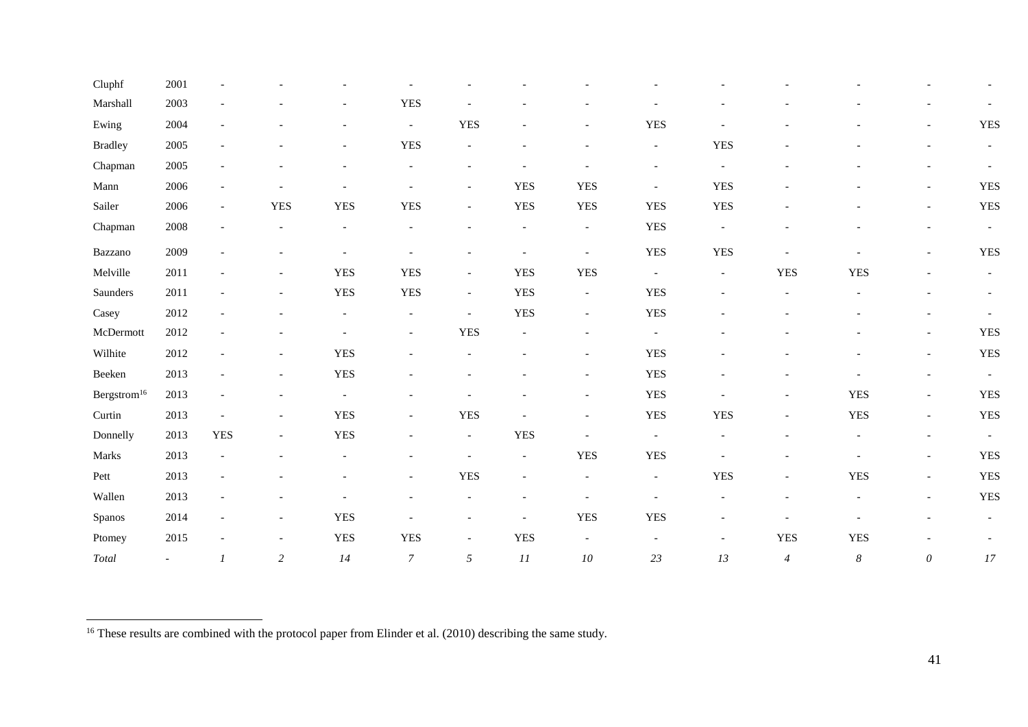| | | | | | | | | | | | | | | |
|---|---|---|---|---|---|---|---|---|---|---|---|---|---|---|
| Cluphf | 2001 | - | - | - | - | - | - | - | - | - | - | - | - | - |
| Marshall | 2003 | - | - | - | YES | - | - | - | - | - | - | - | - | - |
| Ewing | 2004 | - | - | - | - | YES | - | - | YES | - | - | - | - | YES |
| Bradley | 2005 | - | - | - | YES | - | - | - | - | YES | - | - | - | - |
| Chapman | 2005 | - | - | - | - | - | - | - | - | - | - | - | - | - |
| Mann | 2006 | - | - | - | - | - | YES | YES | - | YES | - | - | - | YES |
| Sailer | 2006 | - | YES | YES | YES | - | YES | YES | YES | YES | - | - | - | YES |
| Chapman | 2008 | - | - | - | - | - | - | - | YES | - | - | - | - | - |
| Bazzano | 2009 | - | - | - | - | - | - | - | YES | YES | - | - | - | YES |
| Melville | 2011 | - | - | YES | YES | - | YES | YES | - | - | YES | YES | - | - |
| Saunders | 2011 | - | - | YES | YES | - | YES | - | YES | - | - | - | - | - |
| Casey | 2012 | - | - | - | - | - | YES | - | YES | - | - | - | - | - |
| McDermott | 2012 | - | - | - | - | YES | - | - | - | - | - | - | - | YES |
| Wilhite | 2012 | - | - | YES | - | - | - | - | YES | - | - | - | - | YES |
| Beeken | 2013 | - | - | YES | - | - | - | - | YES | - | - | - | - | - |
| Bergstrom[16] | 2013 | - | - | - | - | - | - | - | YES | - | - | YES | - | YES |
| Curtin | 2013 | - | - | YES | - | YES | - | - | YES | YES | - | YES | - | YES |
| Donnelly | 2013 | YES | - | YES | - | - | YES | - | - | - | - | - | - | - |
| Marks | 2013 | - | - | - | - | - | - | YES | YES | - | - | - | - | YES |
| Pett | 2013 | - | - | - | - | YES | - | - | - | YES | - | YES | - | YES |
| Wallen | 2013 | - | - | - | - | - | - | - | - | - | - | - | - | YES |
| Spanos | 2014 | - | - | YES | - | - | - | YES | YES | - | - | - | - | - |
| Ptomey | 2015 | - | - | YES | YES | - | YES | - | - | - | YES | YES | - | - |
| *Total* | - | *1* | *2* | *14* | *7* | *5* | *11* | *10* | *23* | *13* | *4* | *8* | *0* | *17* |

[16] These results are combined with the protocol paper from Elinder et al. (2010) describing the same study.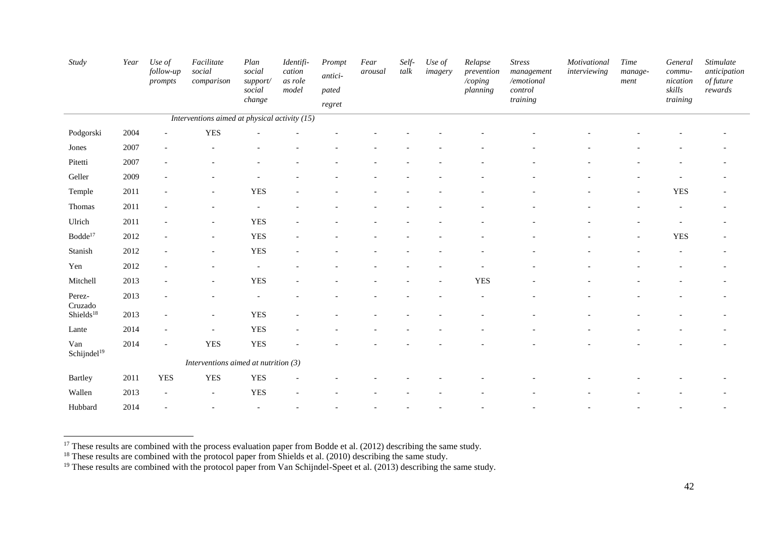| *Study* | *Year* | *Use of follow-up prompts* | *Facilitate social comparison* | *Plan social support/ social change* | *Identification as role model* | *Prompt anticipated regret* | *Fear arousal* | *Self-talk* | *Use of imagery* | *Relapse prevention /coping planning* | *Stress management /emotional control training* | *Motivational interviewing* | *Time management* | *General communication skills training* | *Stimulate anticipation of future rewards* |
|---|---|---|---|---|---|---|---|---|---|---|---|---|---|---|---|
| | | | *Interventions aimed at physical activity (15)* | | | | | | | | | | | | |
| Podgorski | 2004 | - | YES | - | - | - | - | - | - | - | - | - | - | - | - |
| Jones | 2007 | - | - | - | - | - | - | - | - | - | - | - | - | - | - |
| Pitetti | 2007 | - | - | - | - | - | - | - | - | - | - | - | - | - | - |
| Geller | 2009 | - | - | - | - | - | - | - | - | - | - | - | - | - | - |
| Temple | 2011 | - | - | YES | - | - | - | - | - | - | - | - | - | YES | - |
| Thomas | 2011 | - | - | - | - | - | - | - | - | - | - | - | - | - | - |
| Ulrich | 2011 | - | - | YES | - | - | - | - | - | - | - | - | - | - | - |
| Bodde[17] | 2012 | - | - | YES | - | - | - | - | - | - | - | - | - | YES | - |
| Stanish | 2012 | - | - | YES | - | - | - | - | - | - | - | - | - | - | - |
| Yen | 2012 | - | - | - | - | - | - | - | - | - | - | - | - | - | - |
| Mitchell | 2013 | - | - | YES | - | - | - | - | - | YES | - | - | - | - | - |
| Perez-Cruzado | 2013 | - | - | - | - | - | - | - | - | - | - | - | - | - | - |
| Shields[18] | 2013 | - | - | YES | - | - | - | - | - | - | - | - | - | - | - |
| Lante | 2014 | - | - | YES | - | - | - | - | - | - | - | - | - | - | - |
| Van Schijndel[19] | 2014 | - | YES | YES | - | - | - | - | - | - | - | - | - | - | - |
| | | | *Interventions aimed at nutrition (3)* | | | | | | | | | | | | |
| Bartley | 2011 | YES | YES | YES | - | - | - | - | - | - | - | - | - | - | - |
| Wallen | 2013 | - | - | YES | - | - | - | - | - | - | - | - | - | - | - |
| Hubbard | 2014 | - | - | - | - | - | - | - | - | - | - | - | - | - | - |

[17] These results are combined with the process evaluation paper from Bodde et al. (2012) describing the same study.

[18] These results are combined with the protocol paper from Shields et al. (2010) describing the same study.

[19] These results are combined with the protocol paper from Van Schijndel-Speet et al. (2013) describing the same study.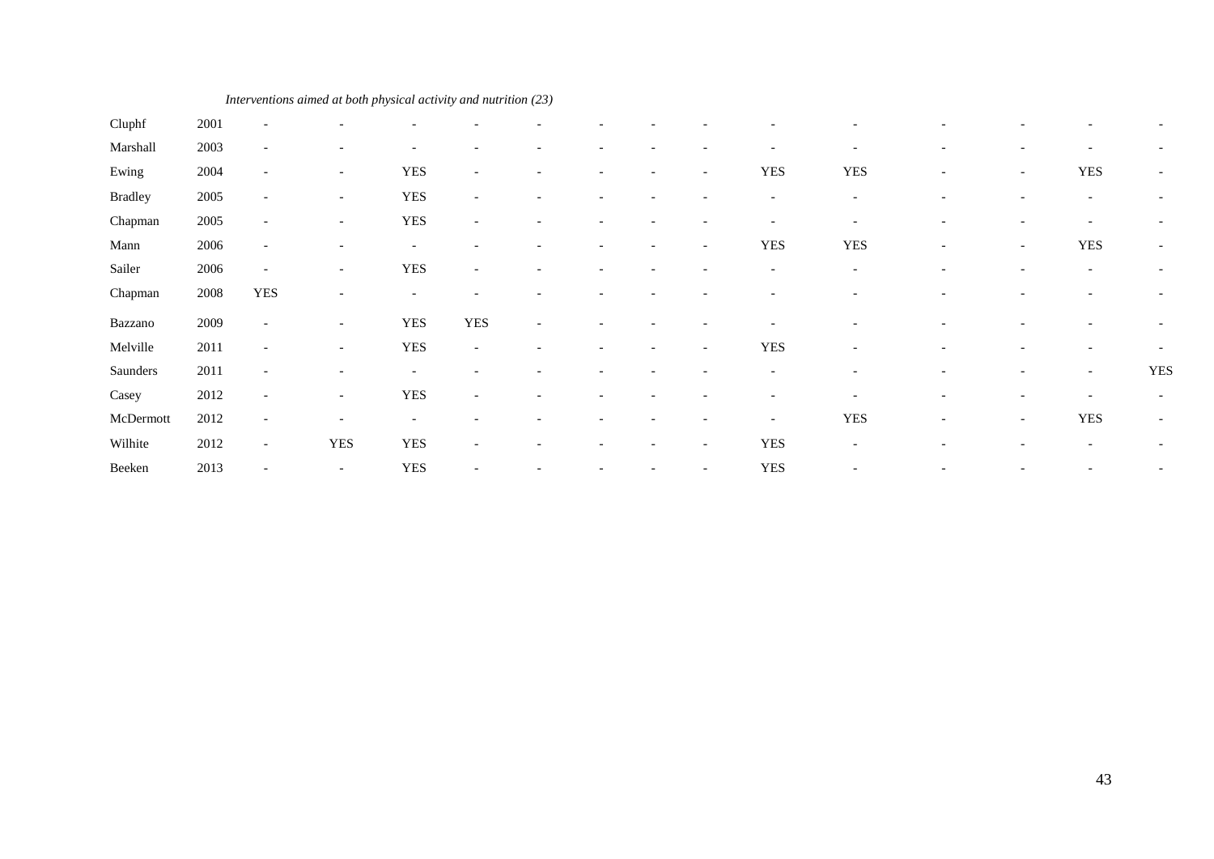| | | | | | | | | | | | | | | | |
|---|---|---|---|---|---|---|---|---|---|---|---|---|---|---|---|
| *Interventions aimed at both physical activity and nutrition (23)* | | | | | | | | | | | | | | | |
| Cluphf | 2001 | - | - | - | - | - | - | - | - | - | - | - | - | - | - |
| Marshall | 2003 | - | - | - | - | - | - | - | - | - | - | - | - | - | - |
| Ewing | 2004 | - | - | YES | - | - | - | - | - | YES | YES | - | - | YES | - |
| Bradley | 2005 | - | - | YES | - | - | - | - | - | - | - | - | - | - | - |
| Chapman | 2005 | - | - | YES | - | - | - | - | - | - | - | - | - | - | - |
| Mann | 2006 | - | - | - | - | - | - | - | - | YES | YES | - | - | YES | - |
| Sailer | 2006 | - | - | YES | - | - | - | - | - | - | - | - | - | - | - |
| Chapman | 2008 | YES | - | - | - | - | - | - | - | - | - | - | - | - | - |
| Bazzano | 2009 | - | - | YES | YES | - | - | - | - | - | - | - | - | - | - |
| Melville | 2011 | - | - | YES | - | - | - | - | - | YES | - | - | - | - | - |
| Saunders | 2011 | - | - | - | - | - | - | - | - | - | - | - | - | - | YES |
| Casey | 2012 | - | - | YES | - | - | - | - | - | - | - | - | - | - | - |
| McDermott | 2012 | - | - | - | - | - | - | - | - | - | YES | - | - | YES | - |
| Wilhite | 2012 | - | YES | YES | - | - | - | - | - | YES | - | - | - | - | - |
| Beeken | 2013 | - | - | YES | - | - | - | - | - | YES | - | - | - | - | - |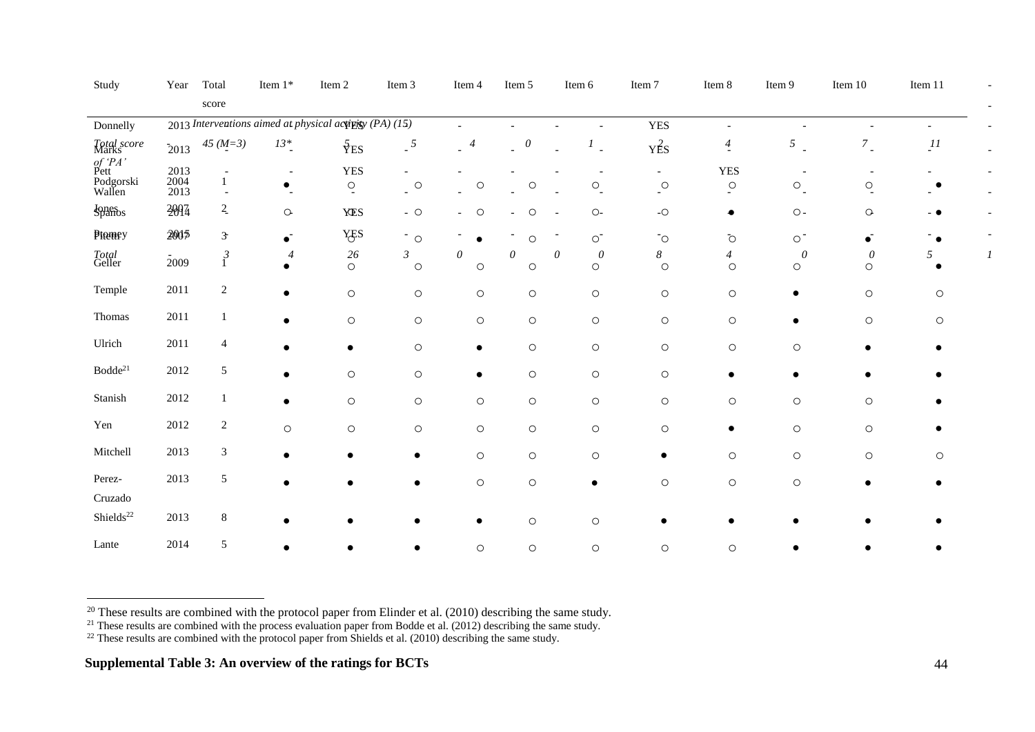| Study | Year | Total score | Item 1* | Item 2 | Item 3 | Item 4 | Item 5 | Item 6 | Item 7 | Item 8 | Item 9 | Item 10 | Item 11 |
|---|---|---|---|---|---|---|---|---|---|---|---|---|---|
| Podgorski | 2004 | 1 | ● | ○ | ○ | ○ | ○ | ○ | ○ | ○ | ○ | ○ | ● |
| Jones | 2007 | 2 | ○ | ○ | ○ | ○ | ○ | ○ | ○ | ● | ○ | ○ | ● |
| Pierce | 2007 | 3 | ● | ○ | ○ | ● | ○ | ○ | ○ | ○ | ○ | ● | ● |
| Geller | 2009 | 1 | ● | ○ | ○ | ○ | ○ | ○ | ○ | ○ | ○ | ○ | ● |
| Temple | 2011 | 2 | ● | ○ | ○ | ○ | ○ | ○ | ○ | ○ | ● | ○ | ○ |
| Thomas | 2011 | 1 | ● | ○ | ○ | ○ | ○ | ○ | ○ | ○ | ● | ○ | ○ |
| Ulrich | 2011 | 4 | ● | ● | ○ | ● | ○ | ○ | ○ | ○ | ○ | ● | ● |
| Bodde[21] | 2012 | 5 | ● | ○ | ○ | ● | ○ | ○ | ○ | ● | ● | ● | ● |
| Stanish | 2012 | 1 | ● | ○ | ○ | ○ | ○ | ○ | ○ | ○ | ○ | ○ | ● |
| Yen | 2012 | 2 | ○ | ○ | ○ | ○ | ○ | ○ | ○ | ● | ○ | ○ | ● |
| Mitchell | 2013 | 3 | ● | ● | ● | ○ | ○ | ○ | ● | ○ | ○ | ○ | ○ |
| Perez-Cruzado | 2013 | 5 | ● | ● | ● | ○ | ○ | ● | ○ | ○ | ○ | ● | ● |
| Shields[22] | 2013 | 8 | ● | ● | ● | ● | ○ | ○ | ● | ● | ● | ● | ● |
| Lante | 2014 | 5 | ● | ● | ● | ○ | ○ | ○ | ○ | ○ | ● | ● | ● |

[20] These results are combined with the protocol paper from Elinder et al. (2010) describing the same study.
[21] These results are combined with the process evaluation paper from Bodde et al. (2012) describing the same study.
[22] These results are combined with the protocol paper from Shields et al. (2010) describing the same study.

**Supplemental Table 3: An overview of the ratings for BCTs**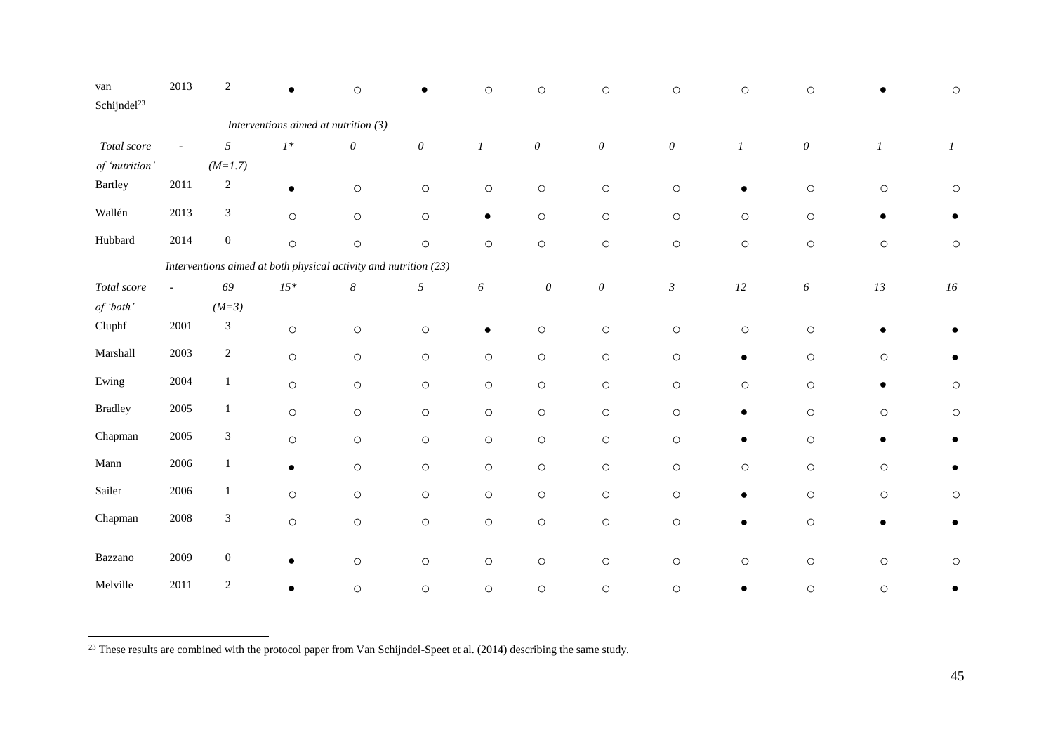| | | | | | | | | | | | | | |
|---|---|---|---|---|---|---|---|---|---|---|---|---|---|
| van Schijndel[23] | 2013 | 2 | ● | ○ | ● | ○ | ○ | ○ | ○ | ○ | ○ | ● | ○ |
| | | *Interventions aimed at nutrition (3)* | | | | | | | | | | | |
| *Total score of 'nutrition'* | - | *5 (M=1.7)* | *1\** | *0* | *0* | *1* | *0* | *0* | *0* | *1* | *0* | *1* | *1* |
| Bartley | 2011 | 2 | ● | ○ | ○ | ○ | ○ | ○ | ○ | ● | ○ | ○ | ○ |
| Wallén | 2013 | 3 | ○ | ○ | ○ | ● | ○ | ○ | ○ | ○ | ○ | ● | ● |
| Hubbard | 2014 | 0 | ○ | ○ | ○ | ○ | ○ | ○ | ○ | ○ | ○ | ○ | ○ |
| | | *Interventions aimed at both physical activity and nutrition (23)* | | | | | | | | | | | |
| *Total score of 'both'* | - | *69 (M=3)* | *15\** | *8* | *5* | *6* | *0* | *0* | *3* | *12* | *6* | *13* | *16* |
| Cluphf | 2001 | 3 | ○ | ○ | ○ | ● | ○ | ○ | ○ | ○ | ○ | ● | ● |
| Marshall | 2003 | 2 | ○ | ○ | ○ | ○ | ○ | ○ | ○ | ● | ○ | ○ | ● |
| Ewing | 2004 | 1 | ○ | ○ | ○ | ○ | ○ | ○ | ○ | ○ | ○ | ● | ○ |
| Bradley | 2005 | 1 | ○ | ○ | ○ | ○ | ○ | ○ | ○ | ● | ○ | ○ | ○ |
| Chapman | 2005 | 3 | ○ | ○ | ○ | ○ | ○ | ○ | ○ | ● | ○ | ● | ● |
| Mann | 2006 | 1 | ● | ○ | ○ | ○ | ○ | ○ | ○ | ○ | ○ | ○ | ● |
| Sailer | 2006 | 1 | ○ | ○ | ○ | ○ | ○ | ○ | ○ | ● | ○ | ○ | ○ |
| Chapman | 2008 | 3 | ○ | ○ | ○ | ○ | ○ | ○ | ○ | ● | ○ | ● | ● |
| Bazzano | 2009 | 0 | ● | ○ | ○ | ○ | ○ | ○ | ○ | ○ | ○ | ○ | ○ |
| Melville | 2011 | 2 | ● | ○ | ○ | ○ | ○ | ○ | ○ | ● | ○ | ○ | ● |

[23] These results are combined with the protocol paper from Van Schijndel-Speet et al. (2014) describing the same study.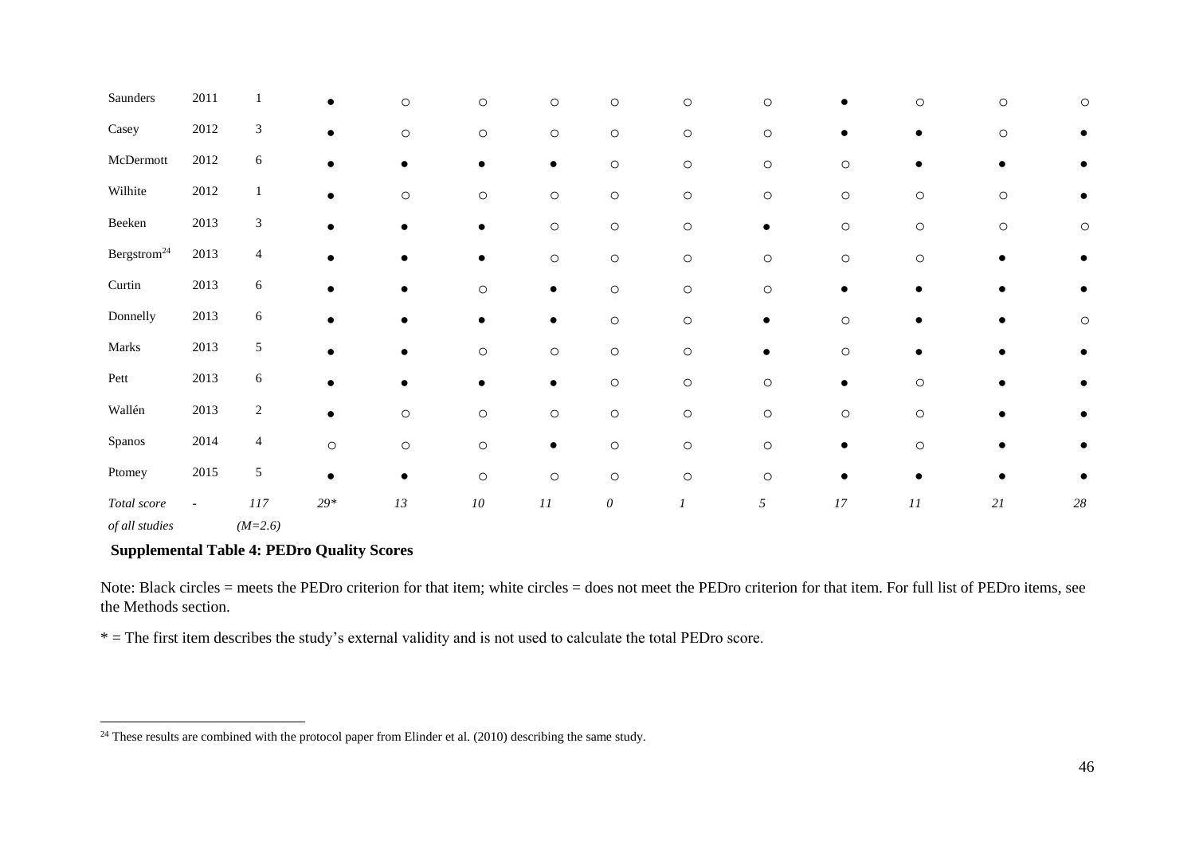| | | | | | | | | | | | | | |
|---|---|---|---|---|---|---|---|---|---|---|---|---|---|
| Saunders | 2011 | 1 | ● | ○ | ○ | ○ | ○ | ○ | ○ | ● | ○ | ○ | ○ |
| Casey | 2012 | 3 | ● | ○ | ○ | ○ | ○ | ○ | ○ | ● | ● | ○ | ● |
| McDermott | 2012 | 6 | ● | ● | ● | ● | ○ | ○ | ○ | ○ | ● | ● | ● |
| Wilhite | 2012 | 1 | ● | ○ | ○ | ○ | ○ | ○ | ○ | ○ | ○ | ○ | ● |
| Beeken | 2013 | 3 | ● | ● | ● | ○ | ○ | ○ | ● | ○ | ○ | ○ | ○ |
| Bergstrom[24] | 2013 | 4 | ● | ● | ● | ○ | ○ | ○ | ○ | ○ | ○ | ● | ● |
| Curtin | 2013 | 6 | ● | ● | ○ | ● | ○ | ○ | ○ | ● | ● | ● | ● |
| Donnelly | 2013 | 6 | ● | ● | ● | ● | ○ | ○ | ● | ○ | ● | ● | ○ |
| Marks | 2013 | 5 | ● | ● | ○ | ○ | ○ | ○ | ● | ○ | ● | ● | ● |
| Pett | 2013 | 6 | ● | ● | ● | ● | ○ | ○ | ○ | ● | ○ | ● | ● |
| Wallén | 2013 | 2 | ● | ○ | ○ | ○ | ○ | ○ | ○ | ○ | ○ | ● | ● |
| Spanos | 2014 | 4 | ○ | ○ | ○ | ● | ○ | ○ | ○ | ● | ○ | ● | ● |
| Ptomey | 2015 | 5 | ● | ● | ○ | ○ | ○ | ○ | ○ | ● | ● | ● | ● |
| *Total score of all studies* | - | *117 (M=2.6)* | *29\** | *13* | *10* | *11* | *0* | *1* | *5* | *17* | *11* | *21* | *28* |

**Supplemental Table 4: PEDro Quality Scores**

Note: Black circles = meets the PEDro criterion for that item; white circles = does not meet the PEDro criterion for that item. For full list of PEDro items, see the Methods section.

* = The first item describes the study's external validity and is not used to calculate the total PEDro score.

[24] These results are combined with the protocol paper from Elinder et al. (2010) describing the same study.